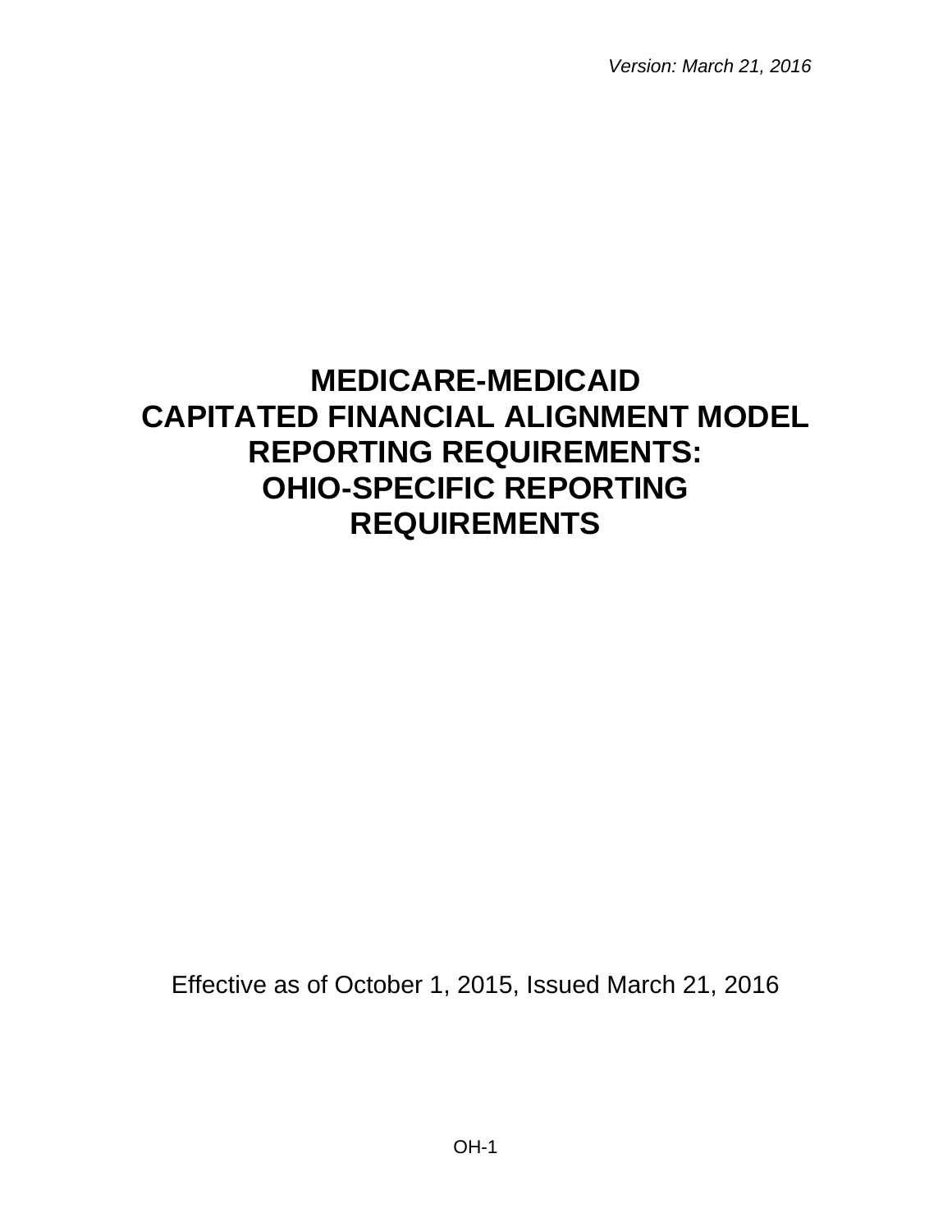*Version: March 21, 2016*

# MEDICARE-MEDICAID CAPITATED FINANCIAL ALIGNMENT MODEL REPORTING REQUIREMENTS: OHIO-SPECIFIC REPORTING REQUIREMENTS

Effective as of October 1, 2015, Issued March 21, 2016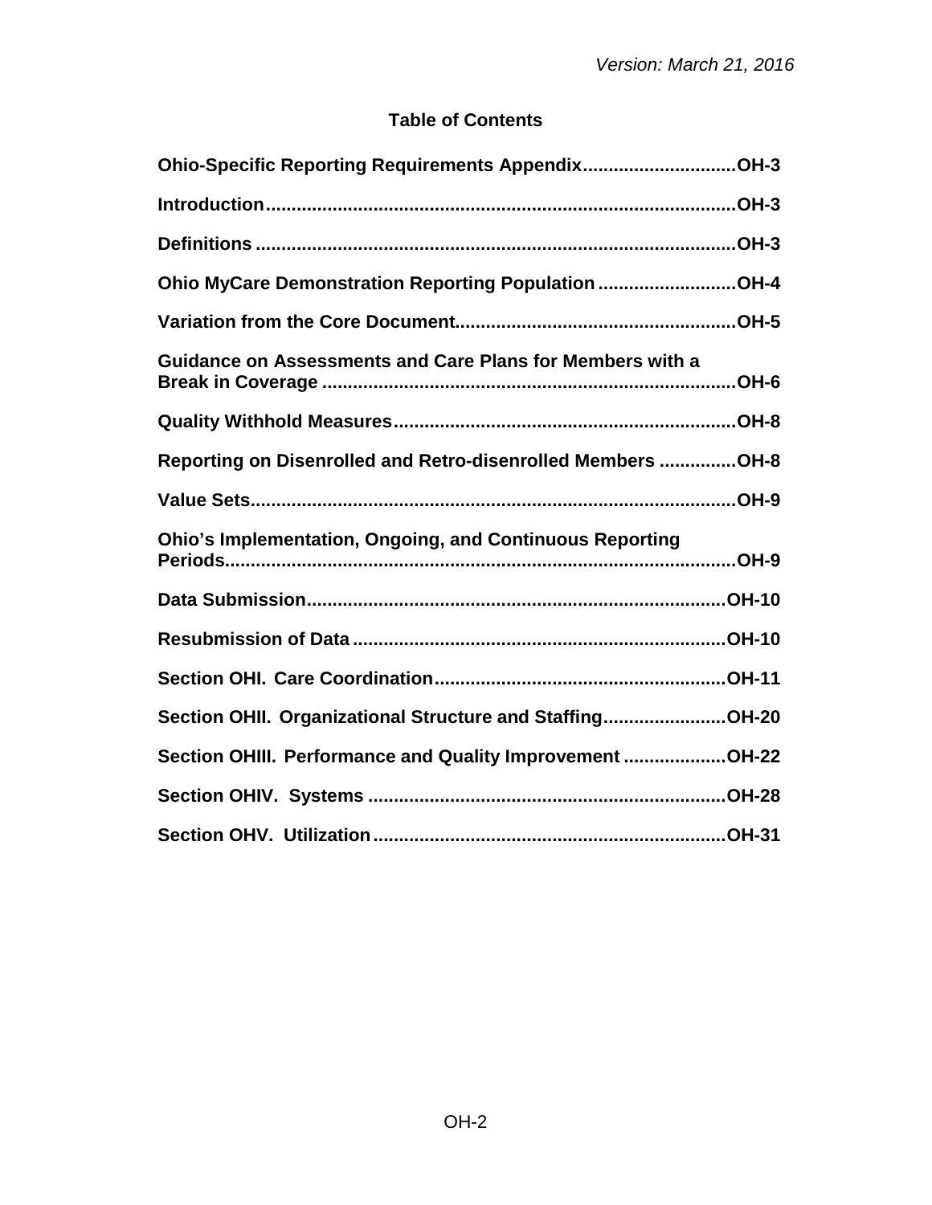*Version: March 21, 2016*

## Table of Contents

**Ohio-Specific Reporting Requirements Appendix.............................OH-3**

**Introduction..........................................................................................OH-3**

**Definitions ............................................................................................OH-3**

**Ohio MyCare Demonstration Reporting Population ..........................OH-4**

**Variation from the Core Document......................................................OH-5**

**Guidance on Assessments and Care Plans for Members with a Break in Coverage ...............................................................................OH-6**

**Quality Withhold Measures..................................................................OH-8**

**Reporting on Disenrolled and Retro-disenrolled Members ..............OH-8**

**Value Sets.............................................................................................OH-9**

**Ohio's Implementation, Ongoing, and Continuous Reporting Periods..................................................................................................OH-9**

**Data Submission.................................................................................OH-10**

**Resubmission of Data ........................................................................OH-10**

**Section OHI. Care Coordination........................................................OH-11**

**Section OHII. Organizational Structure and Staffing.......................OH-20**

**Section OHIII. Performance and Quality Improvement ...................OH-22**

**Section OHIV. Systems .....................................................................OH-28**

**Section OHV. Utilization....................................................................OH-31**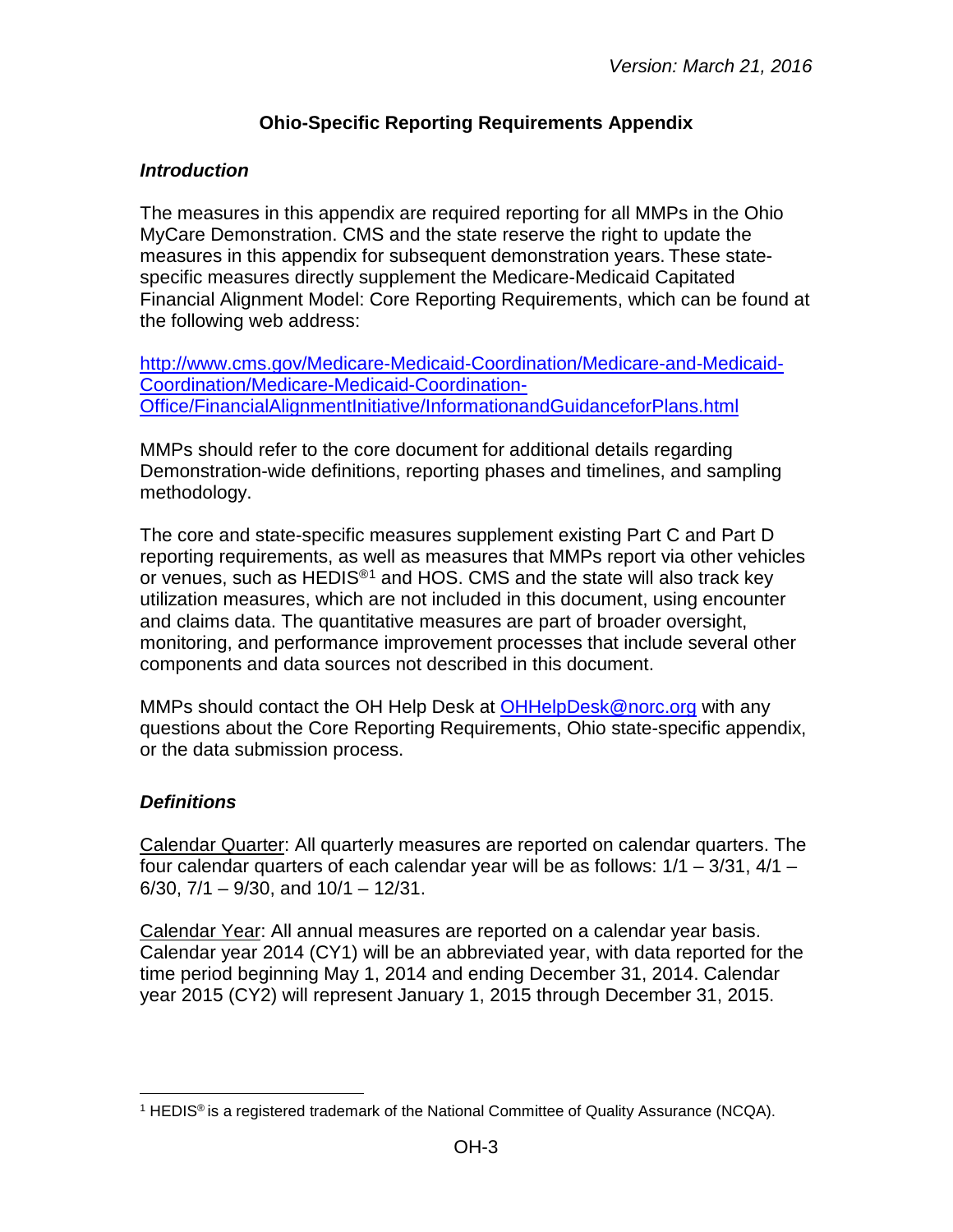# Ohio-Specific Reporting Requirements Appendix

## *Introduction*

The measures in this appendix are required reporting for all MMPs in the Ohio MyCare Demonstration. CMS and the state reserve the right to update the measures in this appendix for subsequent demonstration years. These state-specific measures directly supplement the Medicare-Medicaid Capitated Financial Alignment Model: Core Reporting Requirements, which can be found at the following web address:

[http://www.cms.gov/Medicare-Medicaid-Coordination/Medicare-and-Medicaid-Coordination/Medicare-Medicaid-Coordination-Office/FinancialAlignmentInitiative/InformationandGuidanceforPlans.html](http://www.cms.gov/Medicare-Medicaid-Coordination/Medicare-and-Medicaid-Coordination/Medicare-Medicaid-Coordination-Office/FinancialAlignmentInitiative/InformationandGuidanceforPlans.html)

MMPs should refer to the core document for additional details regarding Demonstration-wide definitions, reporting phases and timelines, and sampling methodology.

The core and state-specific measures supplement existing Part C and Part D reporting requirements, as well as measures that MMPs report via other vehicles or venues, such as HEDIS®[1] and HOS. CMS and the state will also track key utilization measures, which are not included in this document, using encounter and claims data. The quantitative measures are part of broader oversight, monitoring, and performance improvement processes that include several other components and data sources not described in this document.

MMPs should contact the OH Help Desk at [OHHelpDesk@norc.org](mailto:OHHelpDesk@norc.org) with any questions about the Core Reporting Requirements, Ohio state-specific appendix, or the data submission process.

## *Definitions*

Calendar Quarter: All quarterly measures are reported on calendar quarters. The four calendar quarters of each calendar year will be as follows: 1/1 – 3/31, 4/1 – 6/30, 7/1 – 9/30, and 10/1 – 12/31.

Calendar Year: All annual measures are reported on a calendar year basis. Calendar year 2014 (CY1) will be an abbreviated year, with data reported for the time period beginning May 1, 2014 and ending December 31, 2014. Calendar year 2015 (CY2) will represent January 1, 2015 through December 31, 2015.

---

[1] HEDIS® is a registered trademark of the National Committee of Quality Assurance (NCQA).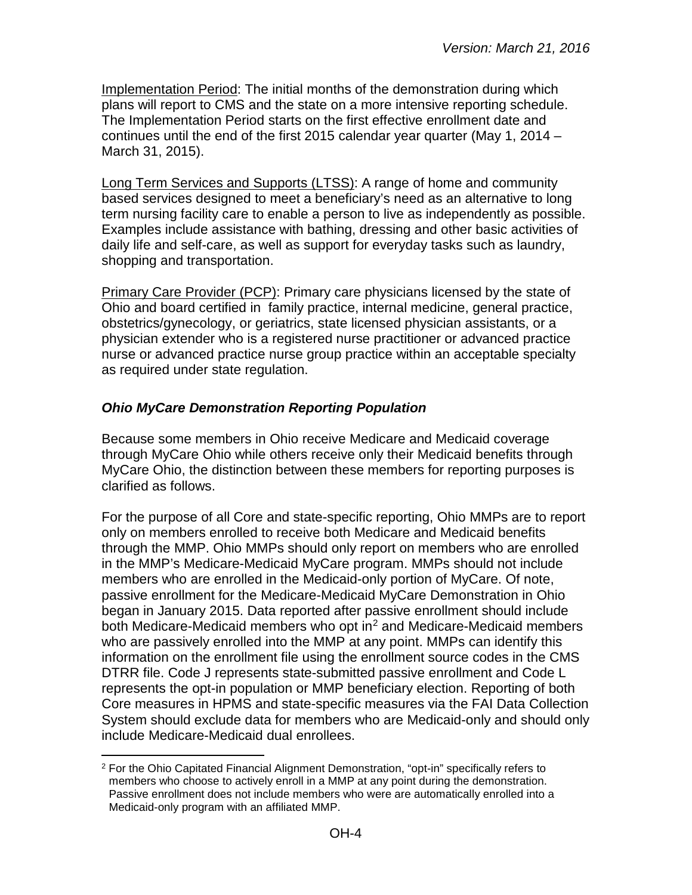Implementation Period: The initial months of the demonstration during which plans will report to CMS and the state on a more intensive reporting schedule. The Implementation Period starts on the first effective enrollment date and continues until the end of the first 2015 calendar year quarter (May 1, 2014 – March 31, 2015).

Long Term Services and Supports (LTSS): A range of home and community based services designed to meet a beneficiary's need as an alternative to long term nursing facility care to enable a person to live as independently as possible. Examples include assistance with bathing, dressing and other basic activities of daily life and self-care, as well as support for everyday tasks such as laundry, shopping and transportation.

Primary Care Provider (PCP): Primary care physicians licensed by the state of Ohio and board certified in family practice, internal medicine, general practice, obstetrics/gynecology, or geriatrics, state licensed physician assistants, or a physician extender who is a registered nurse practitioner or advanced practice nurse or advanced practice nurse group practice within an acceptable specialty as required under state regulation.

### *Ohio MyCare Demonstration Reporting Population*

Because some members in Ohio receive Medicare and Medicaid coverage through MyCare Ohio while others receive only their Medicaid benefits through MyCare Ohio, the distinction between these members for reporting purposes is clarified as follows.

For the purpose of all Core and state-specific reporting, Ohio MMPs are to report only on members enrolled to receive both Medicare and Medicaid benefits through the MMP. Ohio MMPs should only report on members who are enrolled in the MMP's Medicare-Medicaid MyCare program. MMPs should not include members who are enrolled in the Medicaid-only portion of MyCare. Of note, passive enrollment for the Medicare-Medicaid MyCare Demonstration in Ohio began in January 2015. Data reported after passive enrollment should include both Medicare-Medicaid members who opt in[2] and Medicare-Medicaid members who are passively enrolled into the MMP at any point. MMPs can identify this information on the enrollment file using the enrollment source codes in the CMS DTRR file. Code J represents state-submitted passive enrollment and Code L represents the opt-in population or MMP beneficiary election. Reporting of both Core measures in HPMS and state-specific measures via the FAI Data Collection System should exclude data for members who are Medicaid-only and should only include Medicare-Medicaid dual enrollees.

[2] For the Ohio Capitated Financial Alignment Demonstration, "opt-in" specifically refers to members who choose to actively enroll in a MMP at any point during the demonstration. Passive enrollment does not include members who were are automatically enrolled into a Medicaid-only program with an affiliated MMP.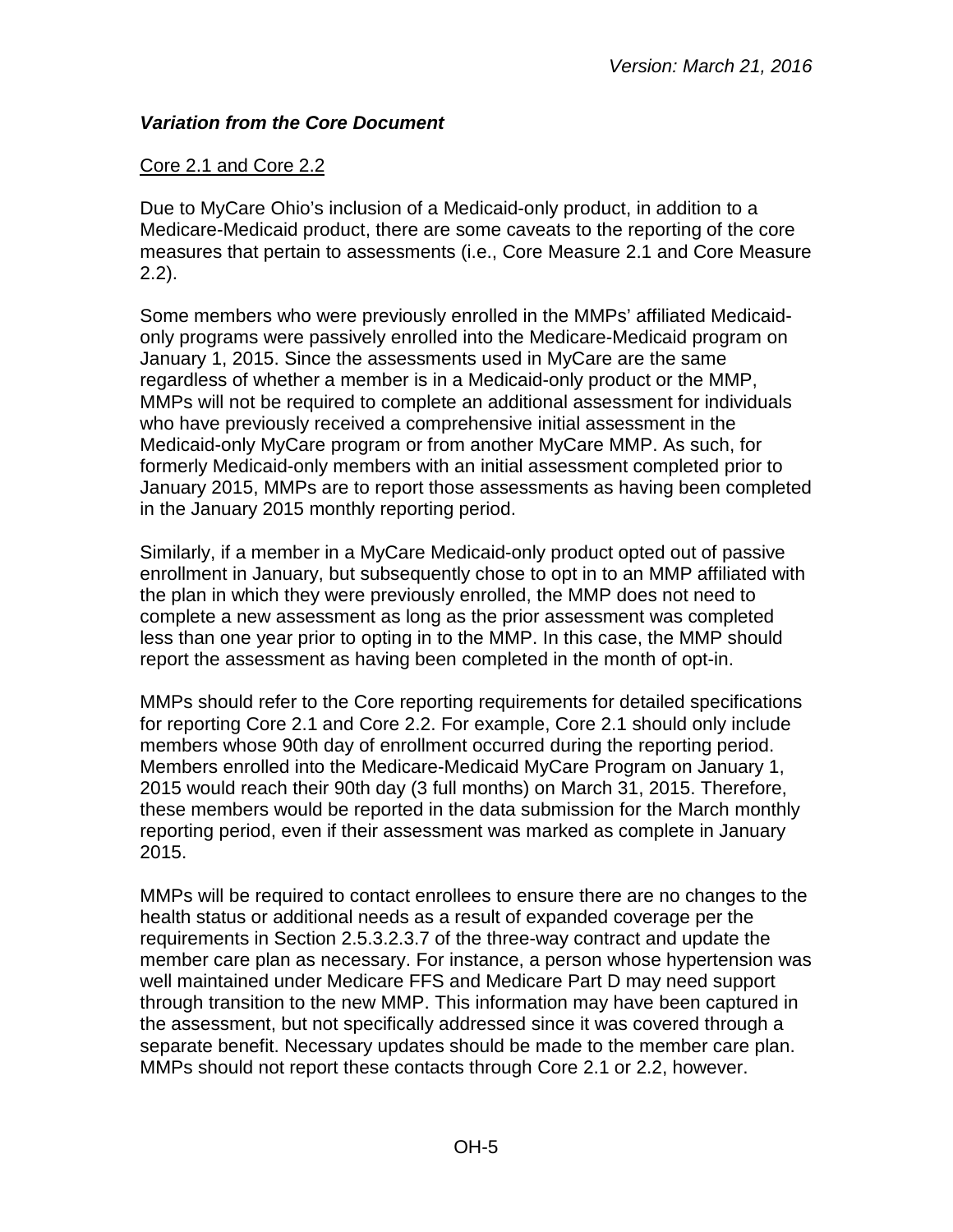### *Variation from the Core Document*

Core 2.1 and Core 2.2

Due to MyCare Ohio's inclusion of a Medicaid-only product, in addition to a Medicare-Medicaid product, there are some caveats to the reporting of the core measures that pertain to assessments (i.e., Core Measure 2.1 and Core Measure 2.2).

Some members who were previously enrolled in the MMPs' affiliated Medicaid-only programs were passively enrolled into the Medicare-Medicaid program on January 1, 2015. Since the assessments used in MyCare are the same regardless of whether a member is in a Medicaid-only product or the MMP, MMPs will not be required to complete an additional assessment for individuals who have previously received a comprehensive initial assessment in the Medicaid-only MyCare program or from another MyCare MMP. As such, for formerly Medicaid-only members with an initial assessment completed prior to January 2015, MMPs are to report those assessments as having been completed in the January 2015 monthly reporting period.

Similarly, if a member in a MyCare Medicaid-only product opted out of passive enrollment in January, but subsequently chose to opt in to an MMP affiliated with the plan in which they were previously enrolled, the MMP does not need to complete a new assessment as long as the prior assessment was completed less than one year prior to opting in to the MMP. In this case, the MMP should report the assessment as having been completed in the month of opt-in.

MMPs should refer to the Core reporting requirements for detailed specifications for reporting Core 2.1 and Core 2.2. For example, Core 2.1 should only include members whose 90th day of enrollment occurred during the reporting period. Members enrolled into the Medicare-Medicaid MyCare Program on January 1, 2015 would reach their 90th day (3 full months) on March 31, 2015. Therefore, these members would be reported in the data submission for the March monthly reporting period, even if their assessment was marked as complete in January 2015.

MMPs will be required to contact enrollees to ensure there are no changes to the health status or additional needs as a result of expanded coverage per the requirements in Section 2.5.3.2.3.7 of the three-way contract and update the member care plan as necessary. For instance, a person whose hypertension was well maintained under Medicare FFS and Medicare Part D may need support through transition to the new MMP. This information may have been captured in the assessment, but not specifically addressed since it was covered through a separate benefit. Necessary updates should be made to the member care plan. MMPs should not report these contacts through Core 2.1 or 2.2, however.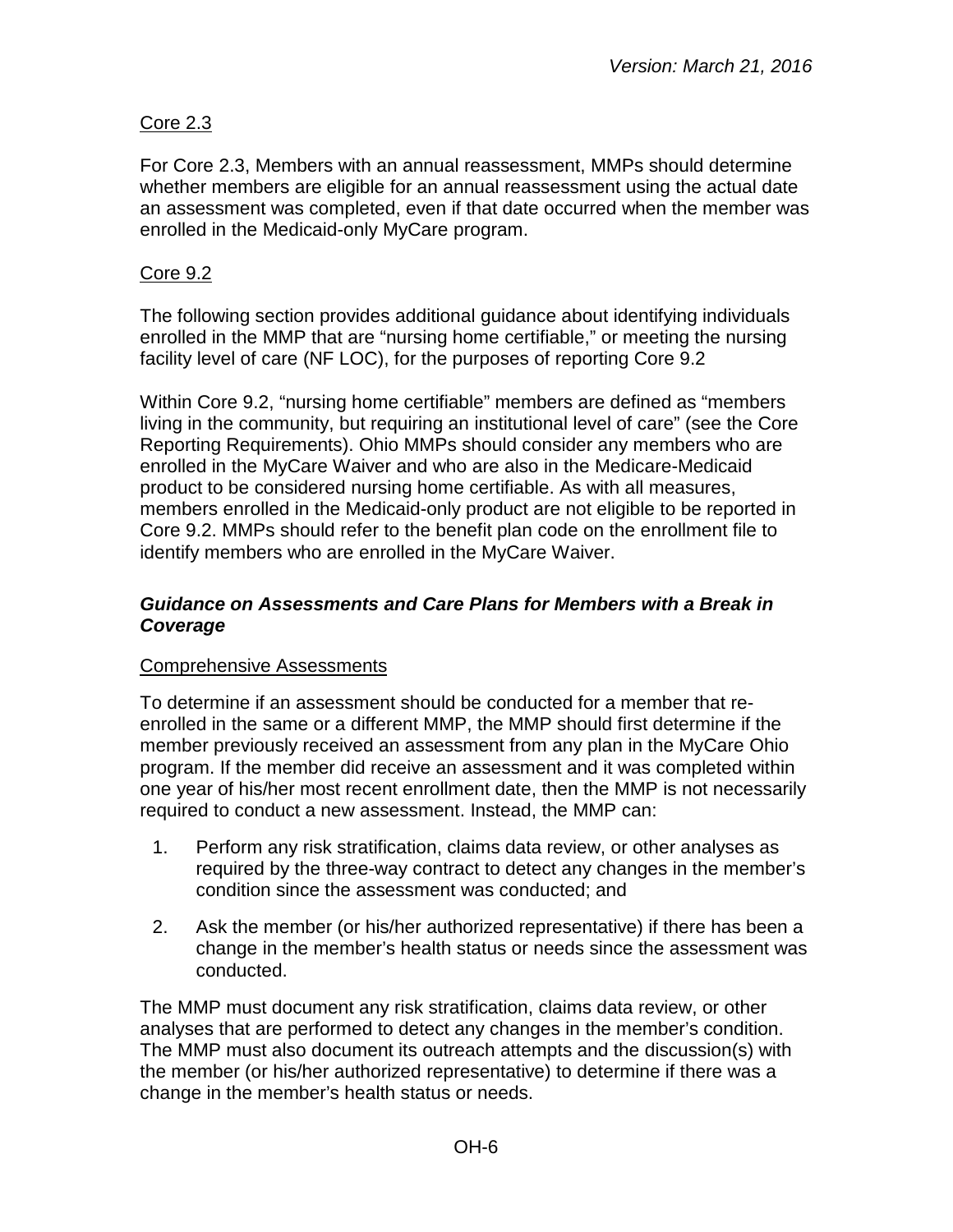Core 2.3

For Core 2.3, Members with an annual reassessment, MMPs should determine whether members are eligible for an annual reassessment using the actual date an assessment was completed, even if that date occurred when the member was enrolled in the Medicaid-only MyCare program.

Core 9.2

The following section provides additional guidance about identifying individuals enrolled in the MMP that are "nursing home certifiable," or meeting the nursing facility level of care (NF LOC), for the purposes of reporting Core 9.2

Within Core 9.2, "nursing home certifiable" members are defined as "members living in the community, but requiring an institutional level of care" (see the Core Reporting Requirements). Ohio MMPs should consider any members who are enrolled in the MyCare Waiver and who are also in the Medicare-Medicaid product to be considered nursing home certifiable. As with all measures, members enrolled in the Medicaid-only product are not eligible to be reported in Core 9.2. MMPs should refer to the benefit plan code on the enrollment file to identify members who are enrolled in the MyCare Waiver.

### *Guidance on Assessments and Care Plans for Members with a Break in Coverage*

Comprehensive Assessments

To determine if an assessment should be conducted for a member that re-enrolled in the same or a different MMP, the MMP should first determine if the member previously received an assessment from any plan in the MyCare Ohio program. If the member did receive an assessment and it was completed within one year of his/her most recent enrollment date, then the MMP is not necessarily required to conduct a new assessment. Instead, the MMP can:

1. Perform any risk stratification, claims data review, or other analyses as required by the three-way contract to detect any changes in the member's condition since the assessment was conducted; and
2. Ask the member (or his/her authorized representative) if there has been a change in the member's health status or needs since the assessment was conducted.

The MMP must document any risk stratification, claims data review, or other analyses that are performed to detect any changes in the member's condition. The MMP must also document its outreach attempts and the discussion(s) with the member (or his/her authorized representative) to determine if there was a change in the member's health status or needs.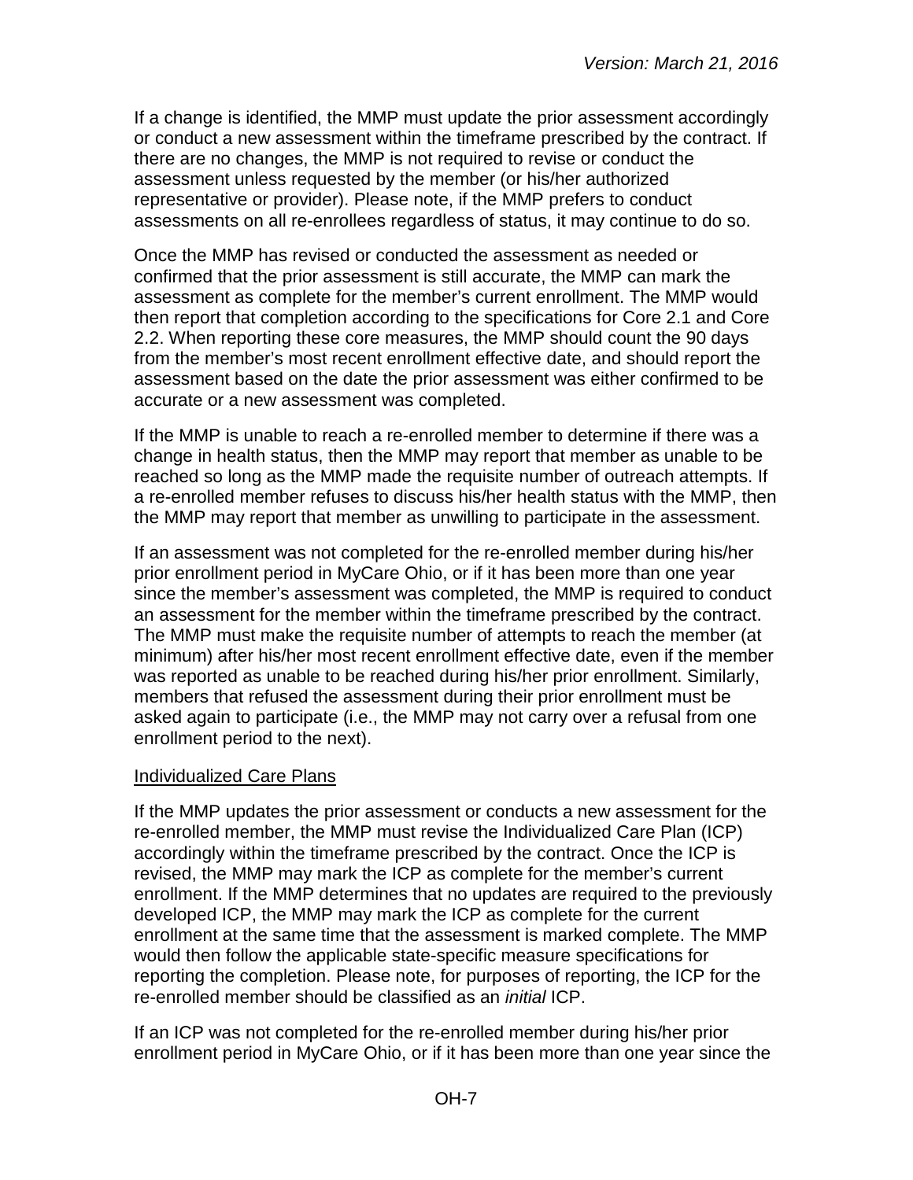If a change is identified, the MMP must update the prior assessment accordingly or conduct a new assessment within the timeframe prescribed by the contract. If there are no changes, the MMP is not required to revise or conduct the assessment unless requested by the member (or his/her authorized representative or provider). Please note, if the MMP prefers to conduct assessments on all re-enrollees regardless of status, it may continue to do so.

Once the MMP has revised or conducted the assessment as needed or confirmed that the prior assessment is still accurate, the MMP can mark the assessment as complete for the member's current enrollment. The MMP would then report that completion according to the specifications for Core 2.1 and Core 2.2. When reporting these core measures, the MMP should count the 90 days from the member's most recent enrollment effective date, and should report the assessment based on the date the prior assessment was either confirmed to be accurate or a new assessment was completed.

If the MMP is unable to reach a re-enrolled member to determine if there was a change in health status, then the MMP may report that member as unable to be reached so long as the MMP made the requisite number of outreach attempts. If a re-enrolled member refuses to discuss his/her health status with the MMP, then the MMP may report that member as unwilling to participate in the assessment.

If an assessment was not completed for the re-enrolled member during his/her prior enrollment period in MyCare Ohio, or if it has been more than one year since the member's assessment was completed, the MMP is required to conduct an assessment for the member within the timeframe prescribed by the contract. The MMP must make the requisite number of attempts to reach the member (at minimum) after his/her most recent enrollment effective date, even if the member was reported as unable to be reached during his/her prior enrollment. Similarly, members that refused the assessment during their prior enrollment must be asked again to participate (i.e., the MMP may not carry over a refusal from one enrollment period to the next).

Individualized Care Plans

If the MMP updates the prior assessment or conducts a new assessment for the re-enrolled member, the MMP must revise the Individualized Care Plan (ICP) accordingly within the timeframe prescribed by the contract. Once the ICP is revised, the MMP may mark the ICP as complete for the member's current enrollment. If the MMP determines that no updates are required to the previously developed ICP, the MMP may mark the ICP as complete for the current enrollment at the same time that the assessment is marked complete. The MMP would then follow the applicable state-specific measure specifications for reporting the completion. Please note, for purposes of reporting, the ICP for the re-enrolled member should be classified as an *initial* ICP.

If an ICP was not completed for the re-enrolled member during his/her prior enrollment period in MyCare Ohio, or if it has been more than one year since the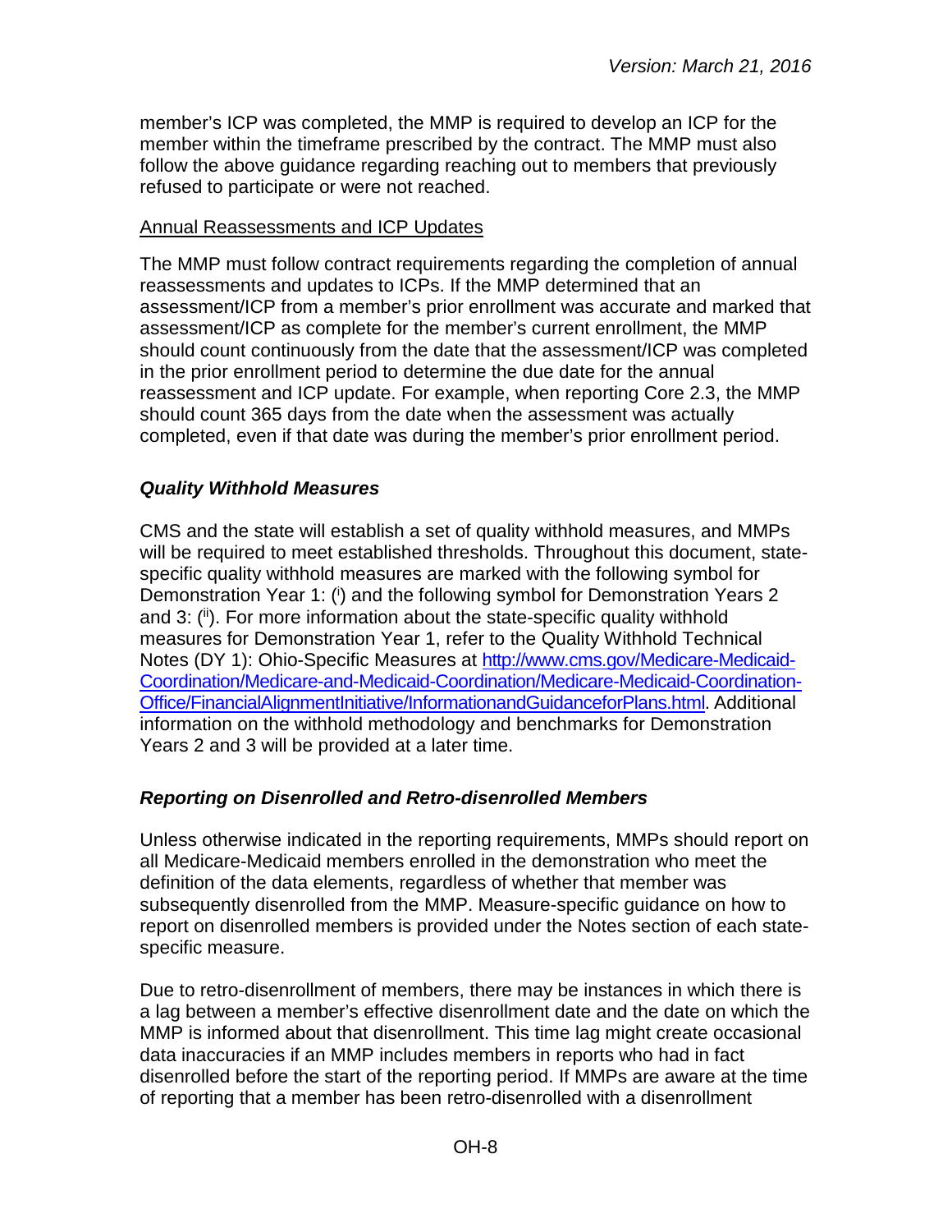member's ICP was completed, the MMP is required to develop an ICP for the member within the timeframe prescribed by the contract. The MMP must also follow the above guidance regarding reaching out to members that previously refused to participate or were not reached.

Annual Reassessments and ICP Updates

The MMP must follow contract requirements regarding the completion of annual reassessments and updates to ICPs. If the MMP determined that an assessment/ICP from a member's prior enrollment was accurate and marked that assessment/ICP as complete for the member's current enrollment, the MMP should count continuously from the date that the assessment/ICP was completed in the prior enrollment period to determine the due date for the annual reassessment and ICP update. For example, when reporting Core 2.3, the MMP should count 365 days from the date when the assessment was actually completed, even if that date was during the member's prior enrollment period.

### *Quality Withhold Measures*

CMS and the state will establish a set of quality withhold measures, and MMPs will be required to meet established thresholds. Throughout this document, state-specific quality withhold measures are marked with the following symbol for Demonstration Year 1: ([i]) and the following symbol for Demonstration Years 2 and 3: ([ii]). For more information about the state-specific quality withhold measures for Demonstration Year 1, refer to the Quality Withhold Technical Notes (DY 1): Ohio-Specific Measures at [http://www.cms.gov/Medicare-Medicaid-Coordination/Medicare-and-Medicaid-Coordination/Medicare-Medicaid-Coordination-Office/FinancialAlignmentInitiative/InformationandGuidanceforPlans.html](http://www.cms.gov/Medicare-Medicaid-Coordination/Medicare-and-Medicaid-Coordination/Medicare-Medicaid-Coordination-Office/FinancialAlignmentInitiative/InformationandGuidanceforPlans.html). Additional information on the withhold methodology and benchmarks for Demonstration Years 2 and 3 will be provided at a later time.

### *Reporting on Disenrolled and Retro-disenrolled Members*

Unless otherwise indicated in the reporting requirements, MMPs should report on all Medicare-Medicaid members enrolled in the demonstration who meet the definition of the data elements, regardless of whether that member was subsequently disenrolled from the MMP. Measure-specific guidance on how to report on disenrolled members is provided under the Notes section of each state-specific measure.

Due to retro-disenrollment of members, there may be instances in which there is a lag between a member's effective disenrollment date and the date on which the MMP is informed about that disenrollment. This time lag might create occasional data inaccuracies if an MMP includes members in reports who had in fact disenrolled before the start of the reporting period. If MMPs are aware at the time of reporting that a member has been retro-disenrolled with a disenrollment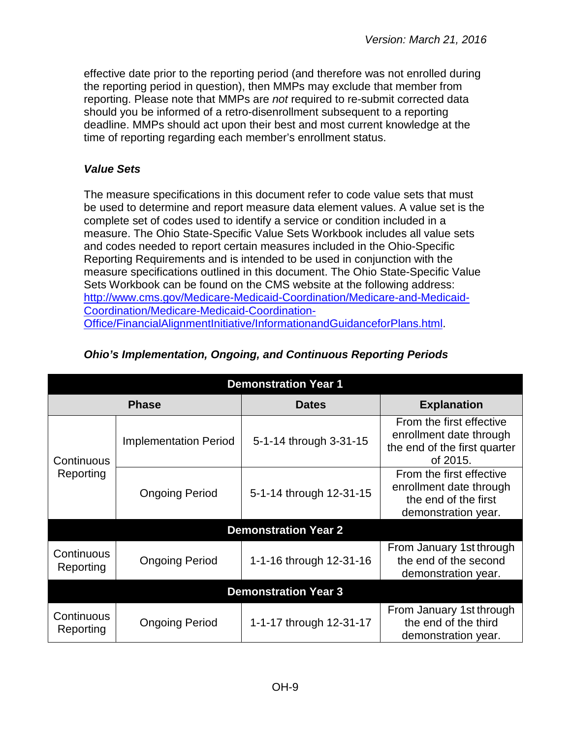effective date prior to the reporting period (and therefore was not enrolled during the reporting period in question), then MMPs may exclude that member from reporting. Please note that MMPs are *not* required to re-submit corrected data should you be informed of a retro-disenrollment subsequent to a reporting deadline. MMPs should act upon their best and most current knowledge at the time of reporting regarding each member's enrollment status.

### *Value Sets*

The measure specifications in this document refer to code value sets that must be used to determine and report measure data element values. A value set is the complete set of codes used to identify a service or condition included in a measure. The Ohio State-Specific Value Sets Workbook includes all value sets and codes needed to report certain measures included in the Ohio-Specific Reporting Requirements and is intended to be used in conjunction with the measure specifications outlined in this document. The Ohio State-Specific Value Sets Workbook can be found on the CMS website at the following address: [http://www.cms.gov/Medicare-Medicaid-Coordination/Medicare-and-Medicaid-Coordination/Medicare-Medicaid-Coordination-Office/FinancialAlignmentInitiative/InformationandGuidanceforPlans.html](http://www.cms.gov/Medicare-Medicaid-Coordination/Medicare-and-Medicaid-Coordination/Medicare-Medicaid-Coordination-Office/FinancialAlignmentInitiative/InformationandGuidanceforPlans.html).

### *Ohio's Implementation, Ongoing, and Continuous Reporting Periods*

| Demonstration Year 1 | | | |
|---|---|---|---|
| **Phase** | | **Dates** | **Explanation** |
| Continuous Reporting | Implementation Period | 5-1-14 through 3-31-15 | From the first effective enrollment date through the end of the first quarter of 2015. |
| | Ongoing Period | 5-1-14 through 12-31-15 | From the first effective enrollment date through the end of the first demonstration year. |
| **Demonstration Year 2** | | | |
| Continuous Reporting | Ongoing Period | 1-1-16 through 12-31-16 | From January 1st through the end of the second demonstration year. |
| **Demonstration Year 3** | | | |
| Continuous Reporting | Ongoing Period | 1-1-17 through 12-31-17 | From January 1st through the end of the third demonstration year. |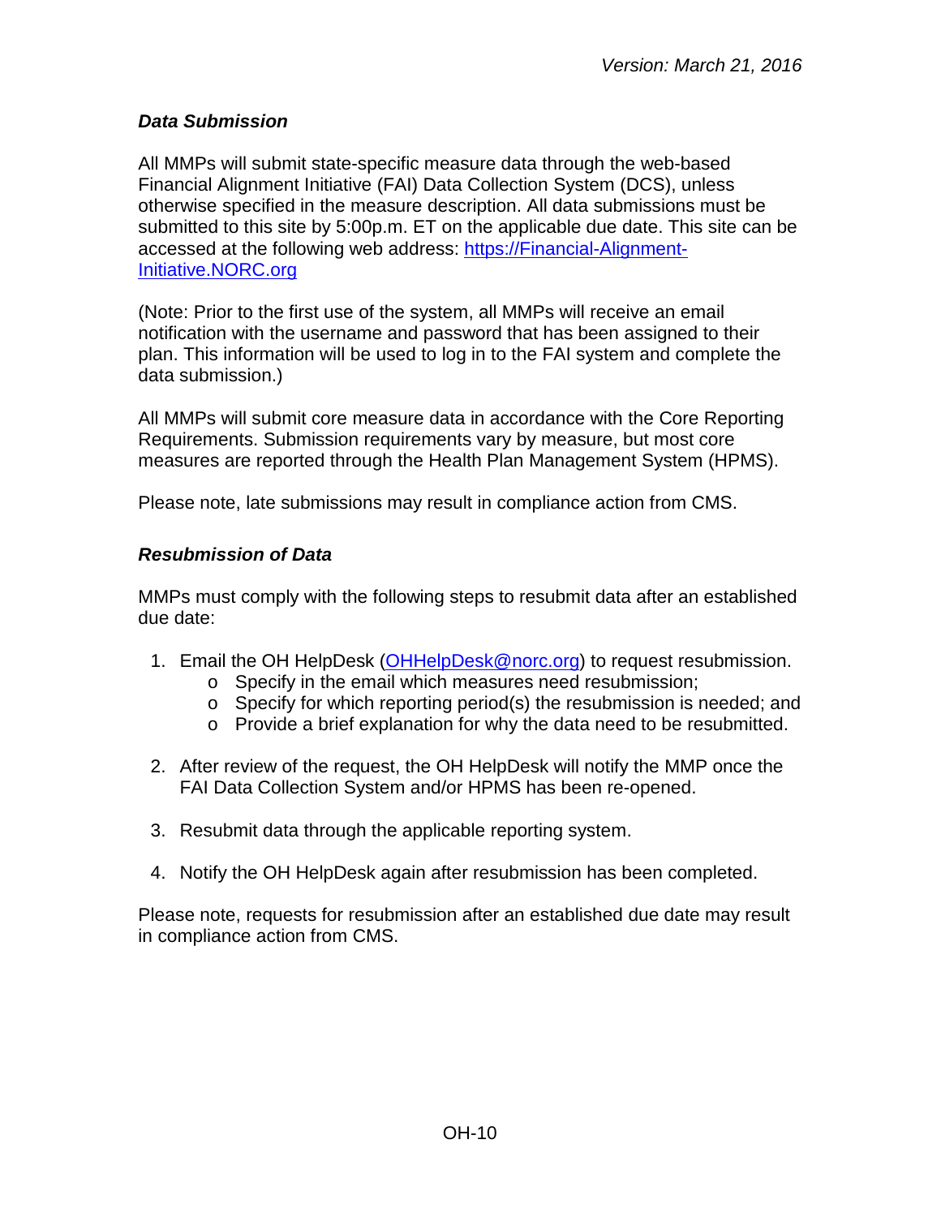### *Data Submission*

All MMPs will submit state-specific measure data through the web-based Financial Alignment Initiative (FAI) Data Collection System (DCS), unless otherwise specified in the measure description. All data submissions must be submitted to this site by 5:00p.m. ET on the applicable due date. This site can be accessed at the following web address: [https://Financial-Alignment-Initiative.NORC.org](https://Financial-Alignment-Initiative.NORC.org)

(Note: Prior to the first use of the system, all MMPs will receive an email notification with the username and password that has been assigned to their plan. This information will be used to log in to the FAI system and complete the data submission.)

All MMPs will submit core measure data in accordance with the Core Reporting Requirements. Submission requirements vary by measure, but most core measures are reported through the Health Plan Management System (HPMS).

Please note, late submissions may result in compliance action from CMS.

### *Resubmission of Data*

MMPs must comply with the following steps to resubmit data after an established due date:

1. Email the OH HelpDesk ([OHHelpDesk@norc.org](mailto:OHHelpDesk@norc.org)) to request resubmission.
   - Specify in the email which measures need resubmission;
   - Specify for which reporting period(s) the resubmission is needed; and
   - Provide a brief explanation for why the data need to be resubmitted.

2. After review of the request, the OH HelpDesk will notify the MMP once the FAI Data Collection System and/or HPMS has been re-opened.

3. Resubmit data through the applicable reporting system.

4. Notify the OH HelpDesk again after resubmission has been completed.

Please note, requests for resubmission after an established due date may result in compliance action from CMS.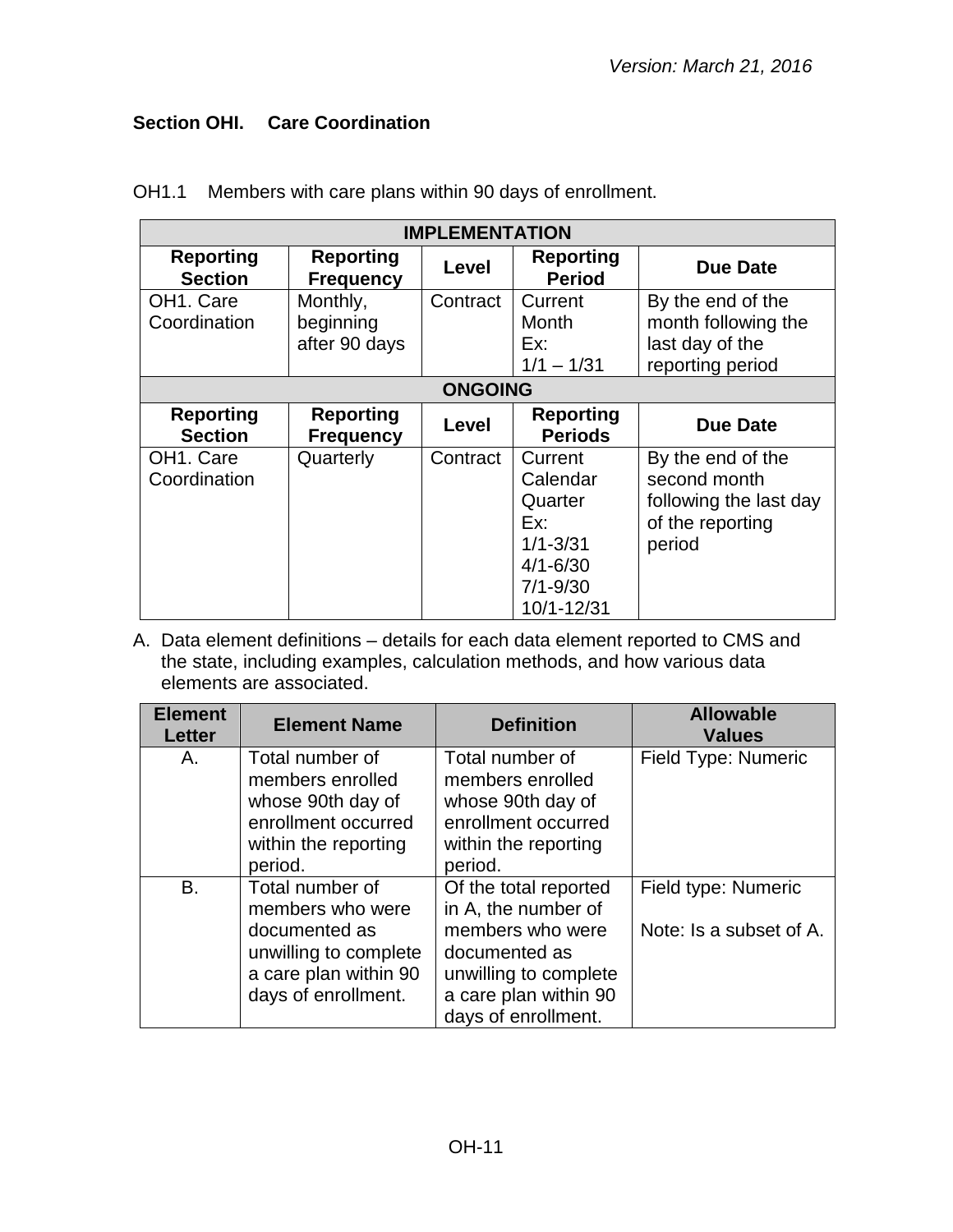## Section OHI. Care Coordination

OH1.1 Members with care plans within 90 days of enrollment.

| IMPLEMENTATION | | | | |
|---|---|---|---|---|
| **Reporting Section** | **Reporting Frequency** | **Level** | **Reporting Period** | **Due Date** |
| OH1. Care Coordination | Monthly, beginning after 90 days | Contract | Current Month Ex: 1/1 – 1/31 | By the end of the month following the last day of the reporting period |
| **ONGOING** | | | | |
| **Reporting Section** | **Reporting Frequency** | **Level** | **Reporting Periods** | **Due Date** |
| OH1. Care Coordination | Quarterly | Contract | Current Calendar Quarter Ex: 1/1-3/31 4/1-6/30 7/1-9/30 10/1-12/31 | By the end of the second month following the last day of the reporting period |

A. Data element definitions – details for each data element reported to CMS and the state, including examples, calculation methods, and how various data elements are associated.

| Element Letter | Element Name | Definition | Allowable Values |
|---|---|---|---|
| A. | Total number of members enrolled whose 90th day of enrollment occurred within the reporting period. | Total number of members enrolled whose 90th day of enrollment occurred within the reporting period. | Field Type: Numeric |
| B. | Total number of members who were documented as unwilling to complete a care plan within 90 days of enrollment. | Of the total reported in A, the number of members who were documented as unwilling to complete a care plan within 90 days of enrollment. | Field type: Numeric<br><br>Note: Is a subset of A. |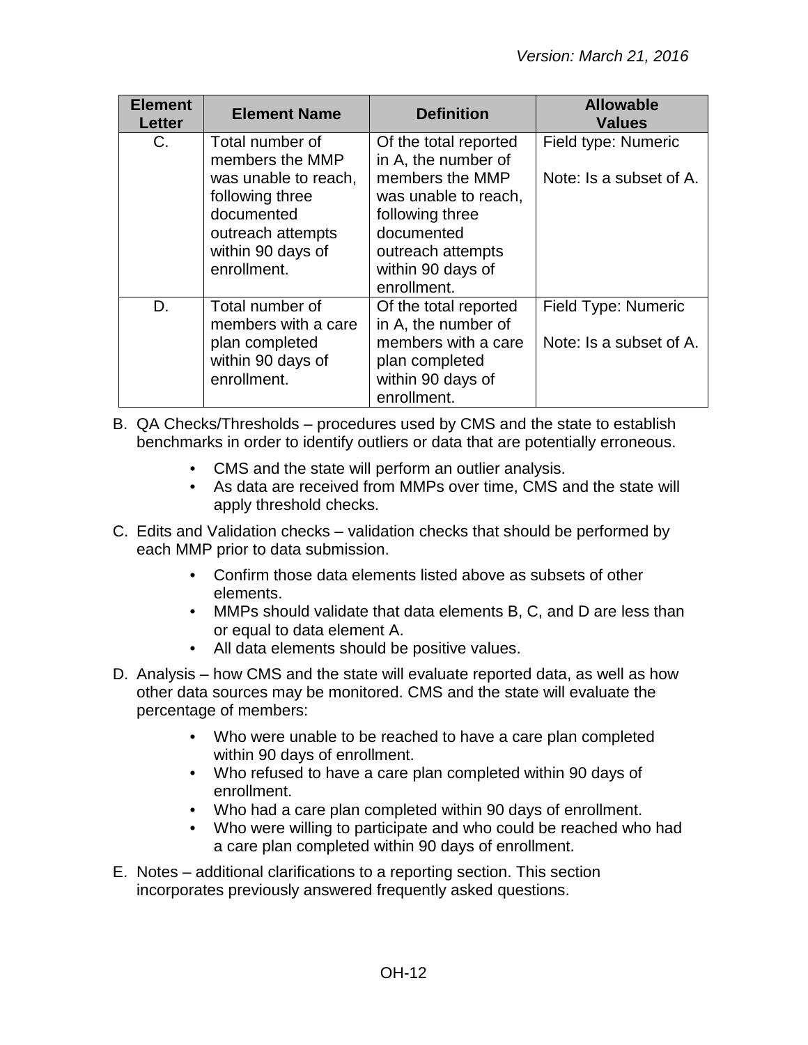| Element Letter | Element Name | Definition | Allowable Values |
|---|---|---|---|
| C. | Total number of members the MMP was unable to reach, following three documented outreach attempts within 90 days of enrollment. | Of the total reported in A, the number of members the MMP was unable to reach, following three documented outreach attempts within 90 days of enrollment. | Field type: Numeric<br><br>Note: Is a subset of A. |
| D. | Total number of members with a care plan completed within 90 days of enrollment. | Of the total reported in A, the number of members with a care plan completed within 90 days of enrollment. | Field Type: Numeric<br><br>Note: Is a subset of A. |

B. QA Checks/Thresholds – procedures used by CMS and the state to establish benchmarks in order to identify outliers or data that are potentially erroneous.

- CMS and the state will perform an outlier analysis.
- As data are received from MMPs over time, CMS and the state will apply threshold checks.

C. Edits and Validation checks – validation checks that should be performed by each MMP prior to data submission.

- Confirm those data elements listed above as subsets of other elements.
- MMPs should validate that data elements B, C, and D are less than or equal to data element A.
- All data elements should be positive values.

D. Analysis – how CMS and the state will evaluate reported data, as well as how other data sources may be monitored. CMS and the state will evaluate the percentage of members:

- Who were unable to be reached to have a care plan completed within 90 days of enrollment.
- Who refused to have a care plan completed within 90 days of enrollment.
- Who had a care plan completed within 90 days of enrollment.
- Who were willing to participate and who could be reached who had a care plan completed within 90 days of enrollment.

E. Notes – additional clarifications to a reporting section. This section incorporates previously answered frequently asked questions.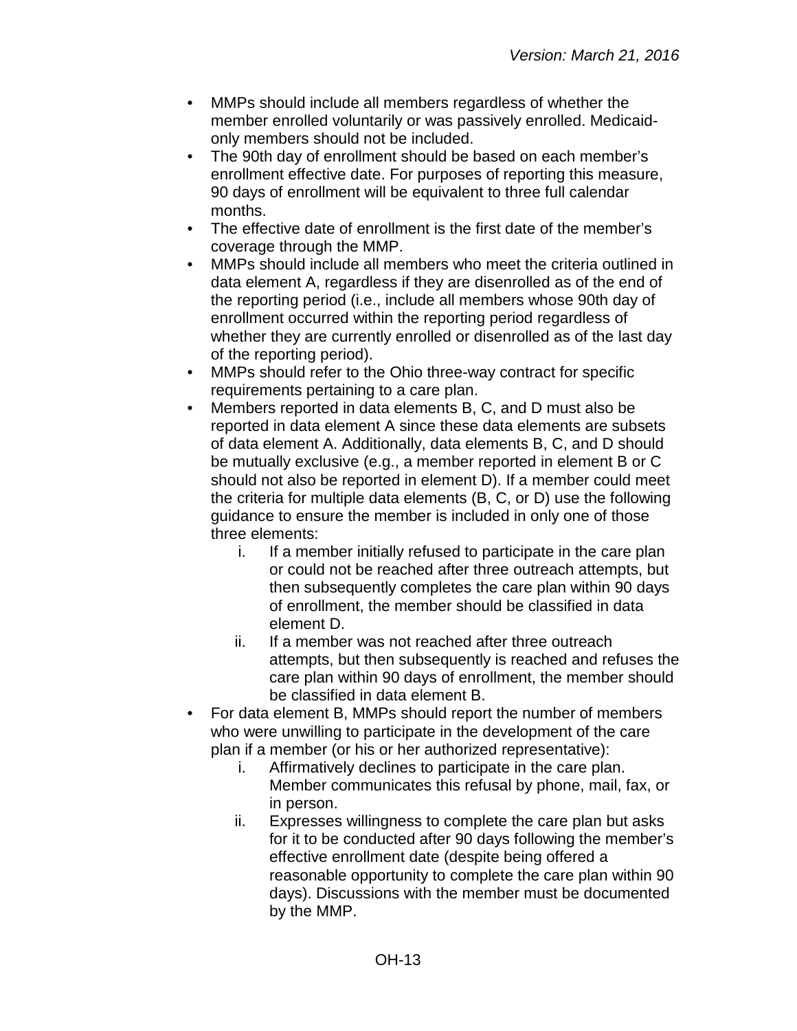- MMPs should include all members regardless of whether the member enrolled voluntarily or was passively enrolled. Medicaid-only members should not be included.
- The 90th day of enrollment should be based on each member's enrollment effective date. For purposes of reporting this measure, 90 days of enrollment will be equivalent to three full calendar months.
- The effective date of enrollment is the first date of the member's coverage through the MMP.
- MMPs should include all members who meet the criteria outlined in data element A, regardless if they are disenrolled as of the end of the reporting period (i.e., include all members whose 90th day of enrollment occurred within the reporting period regardless of whether they are currently enrolled or disenrolled as of the last day of the reporting period).
- MMPs should refer to the Ohio three-way contract for specific requirements pertaining to a care plan.
- Members reported in data elements B, C, and D must also be reported in data element A since these data elements are subsets of data element A. Additionally, data elements B, C, and D should be mutually exclusive (e.g., a member reported in element B or C should not also be reported in element D). If a member could meet the criteria for multiple data elements (B, C, or D) use the following guidance to ensure the member is included in only one of those three elements:
    i. If a member initially refused to participate in the care plan or could not be reached after three outreach attempts, but then subsequently completes the care plan within 90 days of enrollment, the member should be classified in data element D.
    ii. If a member was not reached after three outreach attempts, but then subsequently is reached and refuses the care plan within 90 days of enrollment, the member should be classified in data element B.
- For data element B, MMPs should report the number of members who were unwilling to participate in the development of the care plan if a member (or his or her authorized representative):
    i. Affirmatively declines to participate in the care plan. Member communicates this refusal by phone, mail, fax, or in person.
    ii. Expresses willingness to complete the care plan but asks for it to be conducted after 90 days following the member's effective enrollment date (despite being offered a reasonable opportunity to complete the care plan within 90 days). Discussions with the member must be documented by the MMP.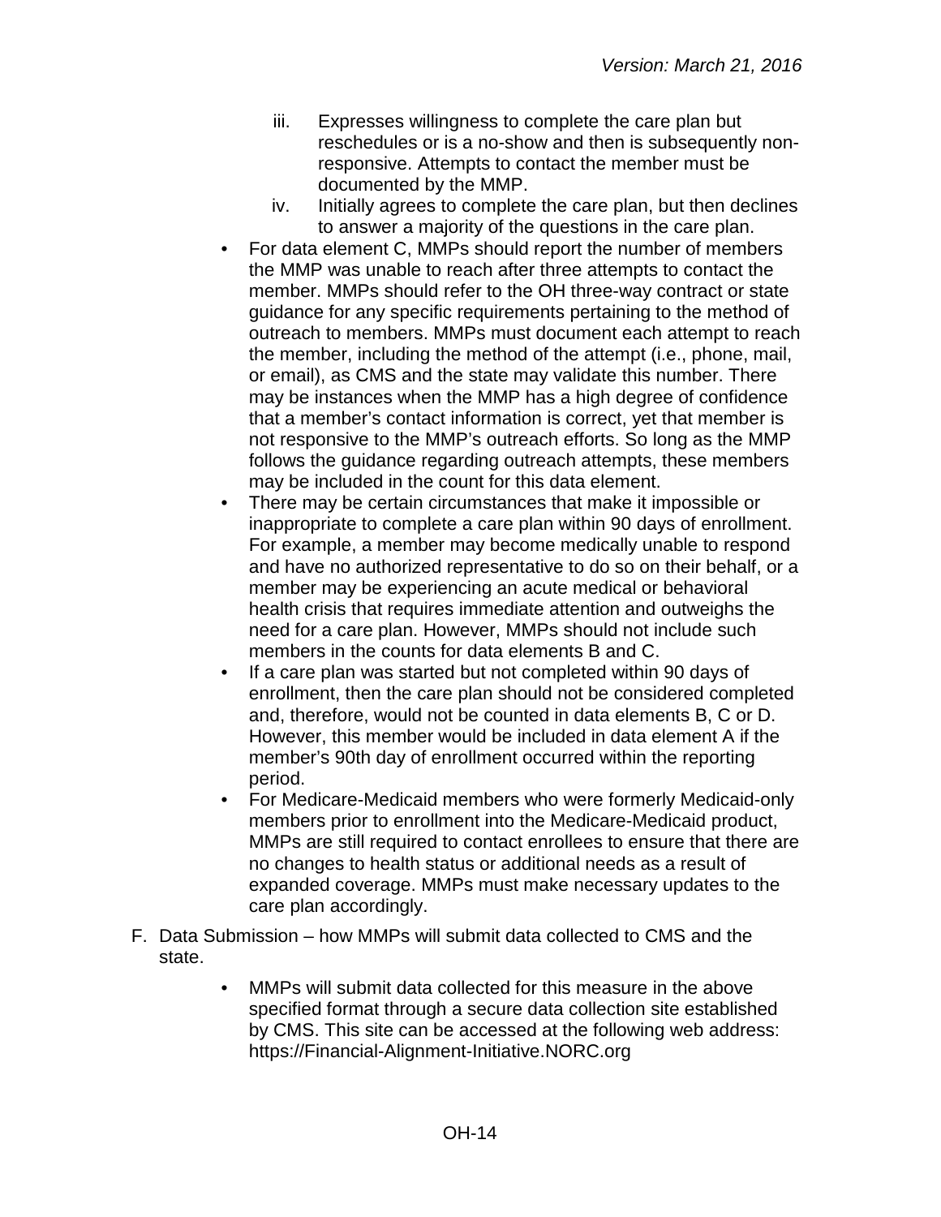iii. Expresses willingness to complete the care plan but reschedules or is a no-show and then is subsequently non-responsive. Attempts to contact the member must be documented by the MMP.

iv. Initially agrees to complete the care plan, but then declines to answer a majority of the questions in the care plan.

- For data element C, MMPs should report the number of members the MMP was unable to reach after three attempts to contact the member. MMPs should refer to the OH three-way contract or state guidance for any specific requirements pertaining to the method of outreach to members. MMPs must document each attempt to reach the member, including the method of the attempt (i.e., phone, mail, or email), as CMS and the state may validate this number. There may be instances when the MMP has a high degree of confidence that a member's contact information is correct, yet that member is not responsive to the MMP's outreach efforts. So long as the MMP follows the guidance regarding outreach attempts, these members may be included in the count for this data element.
- There may be certain circumstances that make it impossible or inappropriate to complete a care plan within 90 days of enrollment. For example, a member may become medically unable to respond and have no authorized representative to do so on their behalf, or a member may be experiencing an acute medical or behavioral health crisis that requires immediate attention and outweighs the need for a care plan. However, MMPs should not include such members in the counts for data elements B and C.
- If a care plan was started but not completed within 90 days of enrollment, then the care plan should not be considered completed and, therefore, would not be counted in data elements B, C or D. However, this member would be included in data element A if the member's 90th day of enrollment occurred within the reporting period.
- For Medicare-Medicaid members who were formerly Medicaid-only members prior to enrollment into the Medicare-Medicaid product, MMPs are still required to contact enrollees to ensure that there are no changes to health status or additional needs as a result of expanded coverage. MMPs must make necessary updates to the care plan accordingly.

F. Data Submission – how MMPs will submit data collected to CMS and the state.

- MMPs will submit data collected for this measure in the above specified format through a secure data collection site established by CMS. This site can be accessed at the following web address: https://Financial-Alignment-Initiative.NORC.org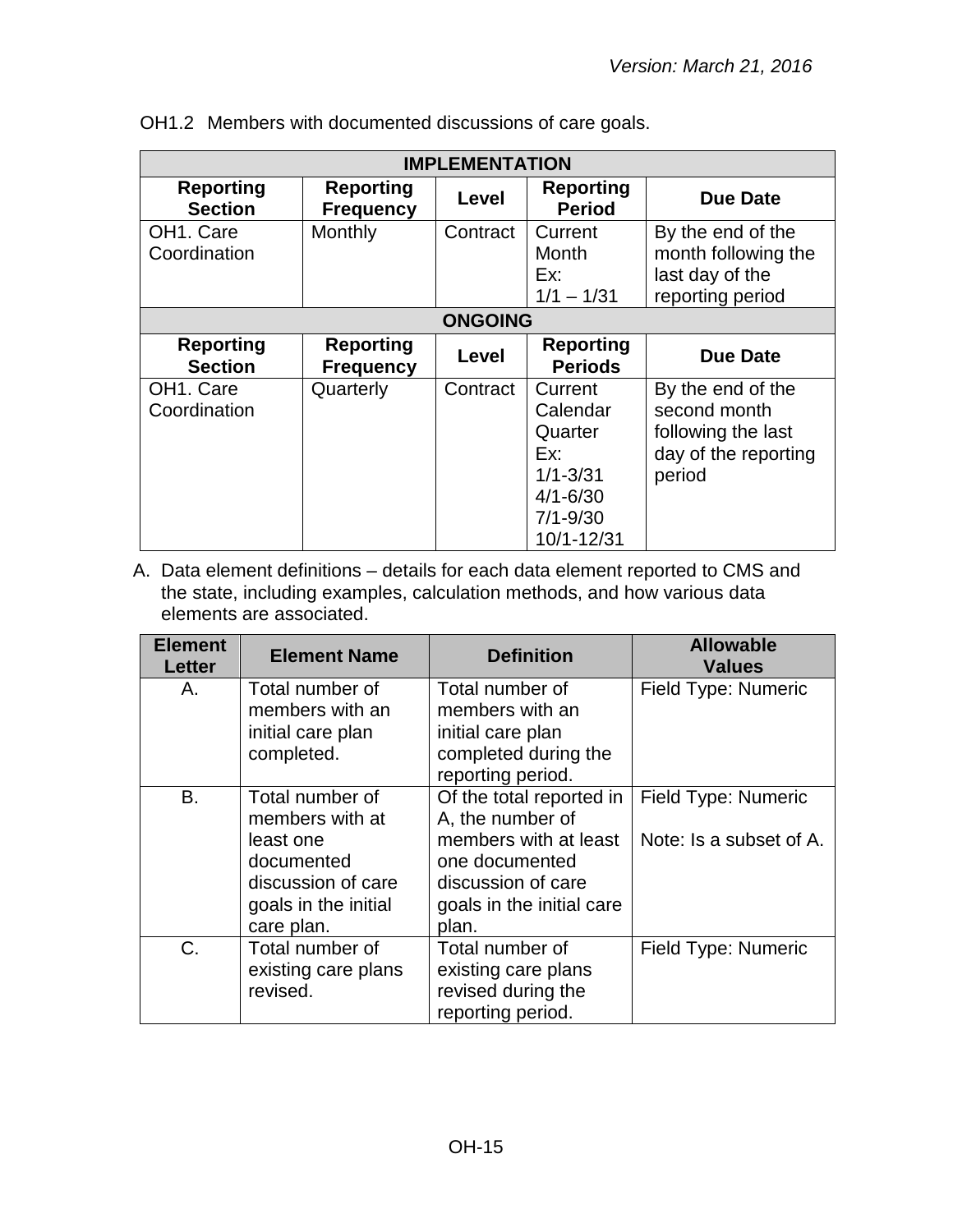OH1.2 Members with documented discussions of care goals.

| IMPLEMENTATION | | | | |
|---|---|---|---|---|
| **Reporting Section** | **Reporting Frequency** | **Level** | **Reporting Period** | **Due Date** |
| OH1. Care Coordination | Monthly | Contract | Current Month<br>Ex:<br>1/1 – 1/31 | By the end of the month following the last day of the reporting period |
| **ONGOING** | | | | |
| **Reporting Section** | **Reporting Frequency** | **Level** | **Reporting Periods** | **Due Date** |
| OH1. Care Coordination | Quarterly | Contract | Current Calendar Quarter<br>Ex:<br>1/1-3/31<br>4/1-6/30<br>7/1-9/30<br>10/1-12/31 | By the end of the second month following the last day of the reporting period |

A. Data element definitions – details for each data element reported to CMS and the state, including examples, calculation methods, and how various data elements are associated.

| Element Letter | Element Name | Definition | Allowable Values |
|---|---|---|---|
| A. | Total number of members with an initial care plan completed. | Total number of members with an initial care plan completed during the reporting period. | Field Type: Numeric |
| B. | Total number of members with at least one documented discussion of care goals in the initial care plan. | Of the total reported in A, the number of members with at least one documented discussion of care goals in the initial care plan. | Field Type: Numeric<br><br>Note: Is a subset of A. |
| C. | Total number of existing care plans revised. | Total number of existing care plans revised during the reporting period. | Field Type: Numeric |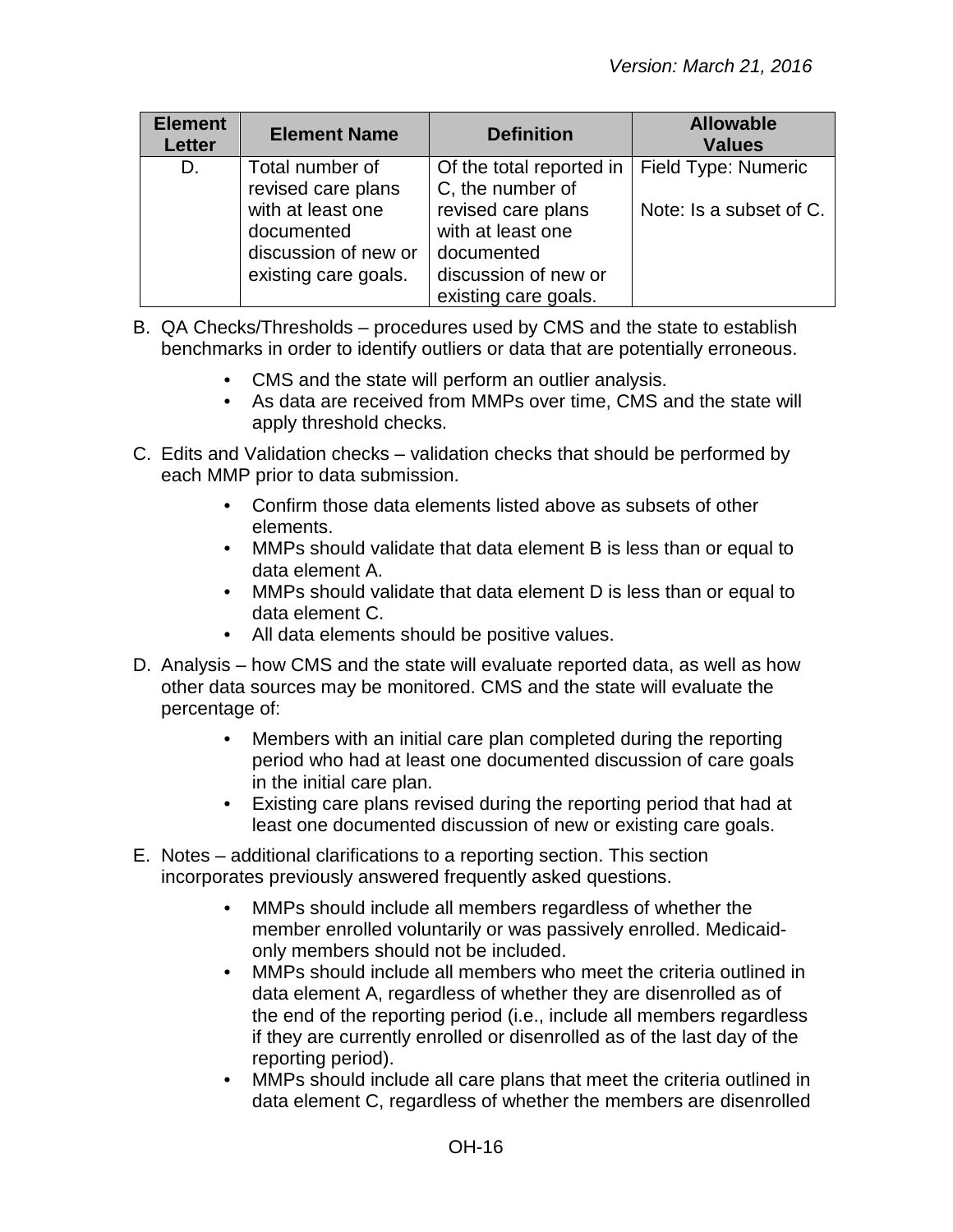| Element Letter | Element Name | Definition | Allowable Values |
|---|---|---|---|
| D. | Total number of revised care plans with at least one documented discussion of new or existing care goals. | Of the total reported in C, the number of revised care plans with at least one documented discussion of new or existing care goals. | Field Type: Numeric<br><br>Note: Is a subset of C. |

B. QA Checks/Thresholds – procedures used by CMS and the state to establish benchmarks in order to identify outliers or data that are potentially erroneous.

- CMS and the state will perform an outlier analysis.
- As data are received from MMPs over time, CMS and the state will apply threshold checks.

C. Edits and Validation checks – validation checks that should be performed by each MMP prior to data submission.

- Confirm those data elements listed above as subsets of other elements.
- MMPs should validate that data element B is less than or equal to data element A.
- MMPs should validate that data element D is less than or equal to data element C.
- All data elements should be positive values.

D. Analysis – how CMS and the state will evaluate reported data, as well as how other data sources may be monitored. CMS and the state will evaluate the percentage of:

- Members with an initial care plan completed during the reporting period who had at least one documented discussion of care goals in the initial care plan.
- Existing care plans revised during the reporting period that had at least one documented discussion of new or existing care goals.

E. Notes – additional clarifications to a reporting section. This section incorporates previously answered frequently asked questions.

- MMPs should include all members regardless of whether the member enrolled voluntarily or was passively enrolled. Medicaid-only members should not be included.
- MMPs should include all members who meet the criteria outlined in data element A, regardless of whether they are disenrolled as of the end of the reporting period (i.e., include all members regardless if they are currently enrolled or disenrolled as of the last day of the reporting period).
- MMPs should include all care plans that meet the criteria outlined in data element C, regardless of whether the members are disenrolled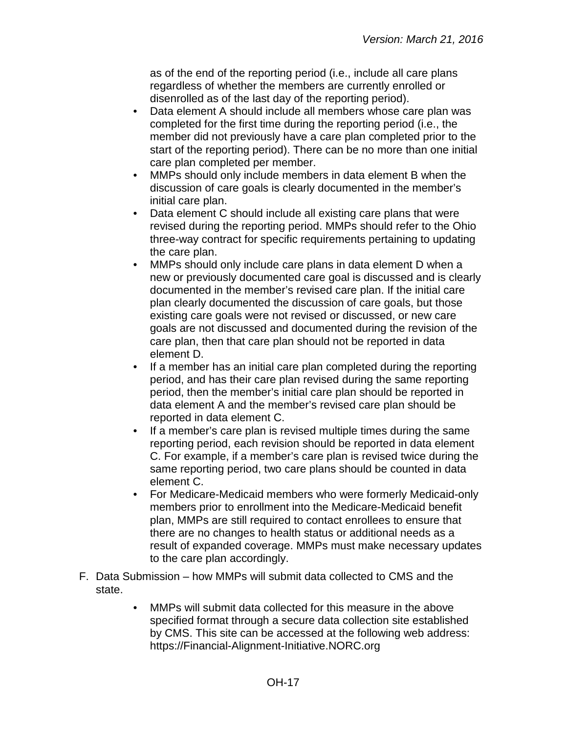as of the end of the reporting period (i.e., include all care plans regardless of whether the members are currently enrolled or disenrolled as of the last day of the reporting period).

- Data element A should include all members whose care plan was completed for the first time during the reporting period (i.e., the member did not previously have a care plan completed prior to the start of the reporting period). There can be no more than one initial care plan completed per member.
- MMPs should only include members in data element B when the discussion of care goals is clearly documented in the member's initial care plan.
- Data element C should include all existing care plans that were revised during the reporting period. MMPs should refer to the Ohio three-way contract for specific requirements pertaining to updating the care plan.
- MMPs should only include care plans in data element D when a new or previously documented care goal is discussed and is clearly documented in the member's revised care plan. If the initial care plan clearly documented the discussion of care goals, but those existing care goals were not revised or discussed, or new care goals are not discussed and documented during the revision of the care plan, then that care plan should not be reported in data element D.
- If a member has an initial care plan completed during the reporting period, and has their care plan revised during the same reporting period, then the member's initial care plan should be reported in data element A and the member's revised care plan should be reported in data element C.
- If a member's care plan is revised multiple times during the same reporting period, each revision should be reported in data element C. For example, if a member's care plan is revised twice during the same reporting period, two care plans should be counted in data element C.
- For Medicare-Medicaid members who were formerly Medicaid-only members prior to enrollment into the Medicare-Medicaid benefit plan, MMPs are still required to contact enrollees to ensure that there are no changes to health status or additional needs as a result of expanded coverage. MMPs must make necessary updates to the care plan accordingly.

F. Data Submission – how MMPs will submit data collected to CMS and the state.

- MMPs will submit data collected for this measure in the above specified format through a secure data collection site established by CMS. This site can be accessed at the following web address: https://Financial-Alignment-Initiative.NORC.org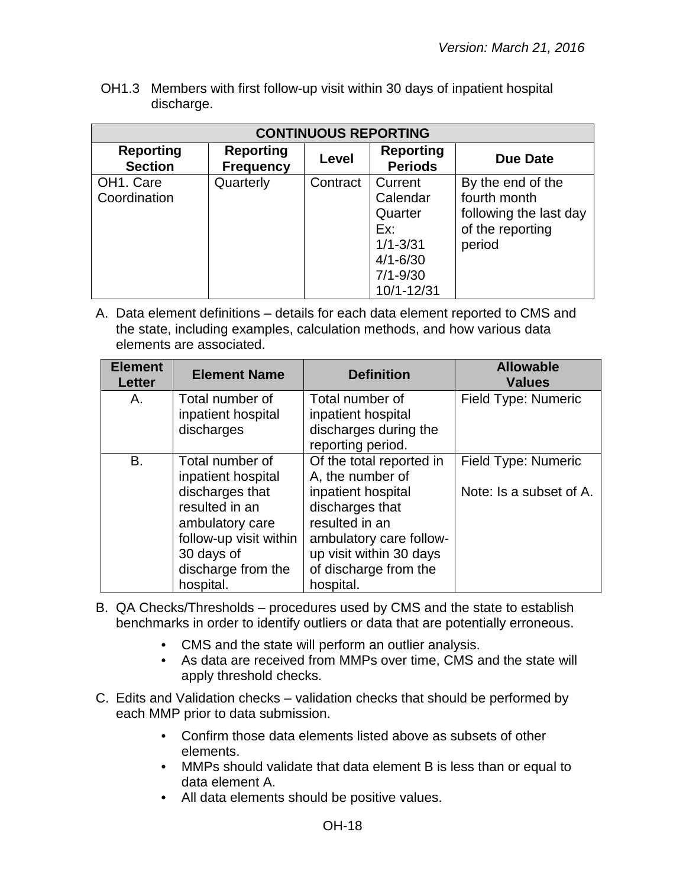OH1.3 Members with first follow-up visit within 30 days of inpatient hospital discharge.

| CONTINUOUS REPORTING | | | | |
|---|---|---|---|---|
| **Reporting Section** | **Reporting Frequency** | **Level** | **Reporting Periods** | **Due Date** |
| OH1. Care Coordination | Quarterly | Contract | Current Calendar Quarter<br>Ex:<br>1/1-3/31<br>4/1-6/30<br>7/1-9/30<br>10/1-12/31 | By the end of the fourth month following the last day of the reporting period |

A. Data element definitions – details for each data element reported to CMS and the state, including examples, calculation methods, and how various data elements are associated.

| Element Letter | Element Name | Definition | Allowable Values |
|---|---|---|---|
| A. | Total number of inpatient hospital discharges | Total number of inpatient hospital discharges during the reporting period. | Field Type: Numeric |
| B. | Total number of inpatient hospital discharges that resulted in an ambulatory care follow-up visit within 30 days of discharge from the hospital. | Of the total reported in A, the number of inpatient hospital discharges that resulted in an ambulatory care follow-up visit within 30 days of discharge from the hospital. | Field Type: Numeric<br><br>Note: Is a subset of A. |

B. QA Checks/Thresholds – procedures used by CMS and the state to establish benchmarks in order to identify outliers or data that are potentially erroneous.

- CMS and the state will perform an outlier analysis.
- As data are received from MMPs over time, CMS and the state will apply threshold checks.

C. Edits and Validation checks – validation checks that should be performed by each MMP prior to data submission.

- Confirm those data elements listed above as subsets of other elements.
- MMPs should validate that data element B is less than or equal to data element A.
- All data elements should be positive values.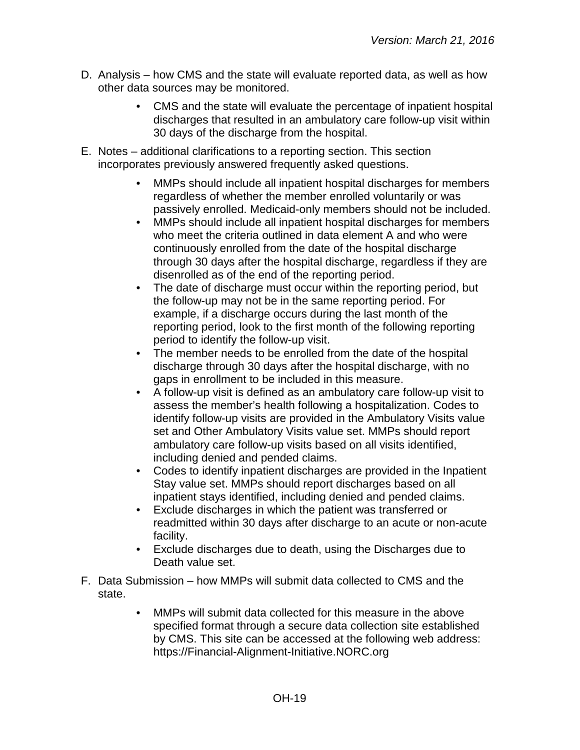D. Analysis – how CMS and the state will evaluate reported data, as well as how other data sources may be monitored.

- CMS and the state will evaluate the percentage of inpatient hospital discharges that resulted in an ambulatory care follow-up visit within 30 days of the discharge from the hospital.

E. Notes – additional clarifications to a reporting section. This section incorporates previously answered frequently asked questions.

- MMPs should include all inpatient hospital discharges for members regardless of whether the member enrolled voluntarily or was passively enrolled. Medicaid-only members should not be included.
- MMPs should include all inpatient hospital discharges for members who meet the criteria outlined in data element A and who were continuously enrolled from the date of the hospital discharge through 30 days after the hospital discharge, regardless if they are disenrolled as of the end of the reporting period.
- The date of discharge must occur within the reporting period, but the follow-up may not be in the same reporting period. For example, if a discharge occurs during the last month of the reporting period, look to the first month of the following reporting period to identify the follow-up visit.
- The member needs to be enrolled from the date of the hospital discharge through 30 days after the hospital discharge, with no gaps in enrollment to be included in this measure.
- A follow-up visit is defined as an ambulatory care follow-up visit to assess the member's health following a hospitalization. Codes to identify follow-up visits are provided in the Ambulatory Visits value set and Other Ambulatory Visits value set. MMPs should report ambulatory care follow-up visits based on all visits identified, including denied and pended claims.
- Codes to identify inpatient discharges are provided in the Inpatient Stay value set. MMPs should report discharges based on all inpatient stays identified, including denied and pended claims.
- Exclude discharges in which the patient was transferred or readmitted within 30 days after discharge to an acute or non-acute facility.
- Exclude discharges due to death, using the Discharges due to Death value set.

F. Data Submission – how MMPs will submit data collected to CMS and the state.

- MMPs will submit data collected for this measure in the above specified format through a secure data collection site established by CMS. This site can be accessed at the following web address: https://Financial-Alignment-Initiative.NORC.org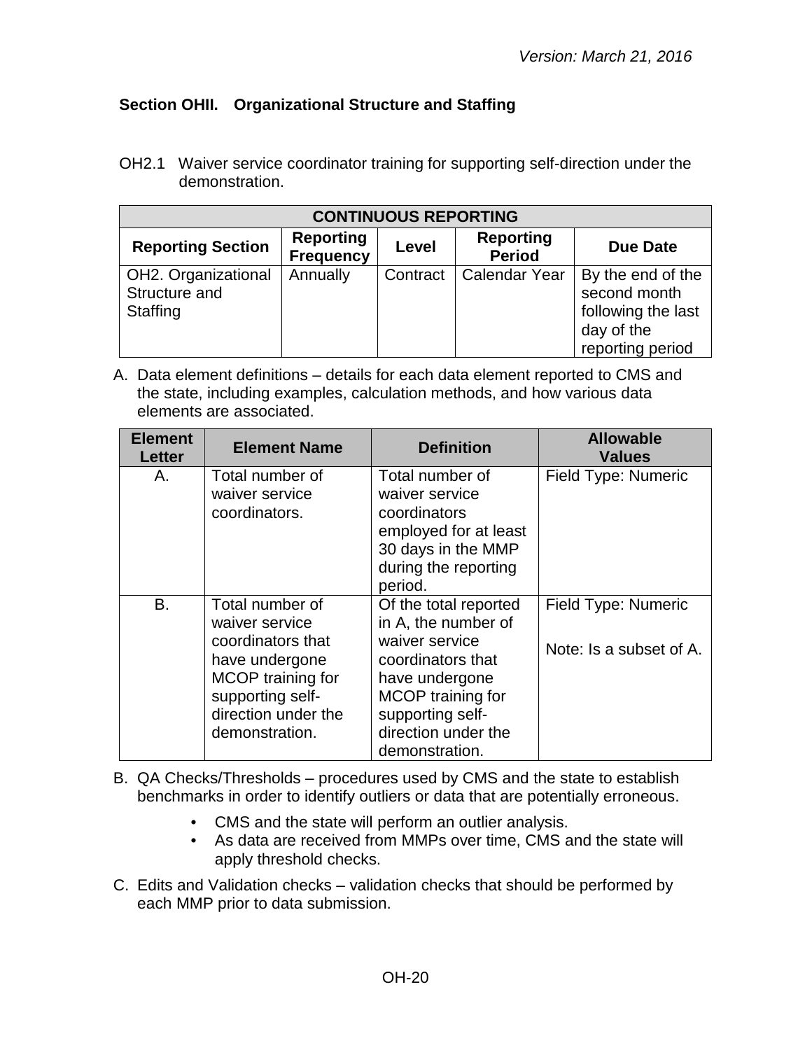## Section OHII. Organizational Structure and Staffing

OH2.1 Waiver service coordinator training for supporting self-direction under the demonstration.

| CONTINUOUS REPORTING | | | | |
|---|---|---|---|---|
| **Reporting Section** | **Reporting Frequency** | **Level** | **Reporting Period** | **Due Date** |
| OH2. Organizational Structure and Staffing | Annually | Contract | Calendar Year | By the end of the second month following the last day of the reporting period |

A. Data element definitions – details for each data element reported to CMS and the state, including examples, calculation methods, and how various data elements are associated.

| Element Letter | Element Name | Definition | Allowable Values |
|---|---|---|---|
| A. | Total number of waiver service coordinators. | Total number of waiver service coordinators employed for at least 30 days in the MMP during the reporting period. | Field Type: Numeric |
| B. | Total number of waiver service coordinators that have undergone MCOP training for supporting self-direction under the demonstration. | Of the total reported in A, the number of waiver service coordinators that have undergone MCOP training for supporting self-direction under the demonstration. | Field Type: Numeric<br><br>Note: Is a subset of A. |

B. QA Checks/Thresholds – procedures used by CMS and the state to establish benchmarks in order to identify outliers or data that are potentially erroneous.

- CMS and the state will perform an outlier analysis.
- As data are received from MMPs over time, CMS and the state will apply threshold checks.

C. Edits and Validation checks – validation checks that should be performed by each MMP prior to data submission.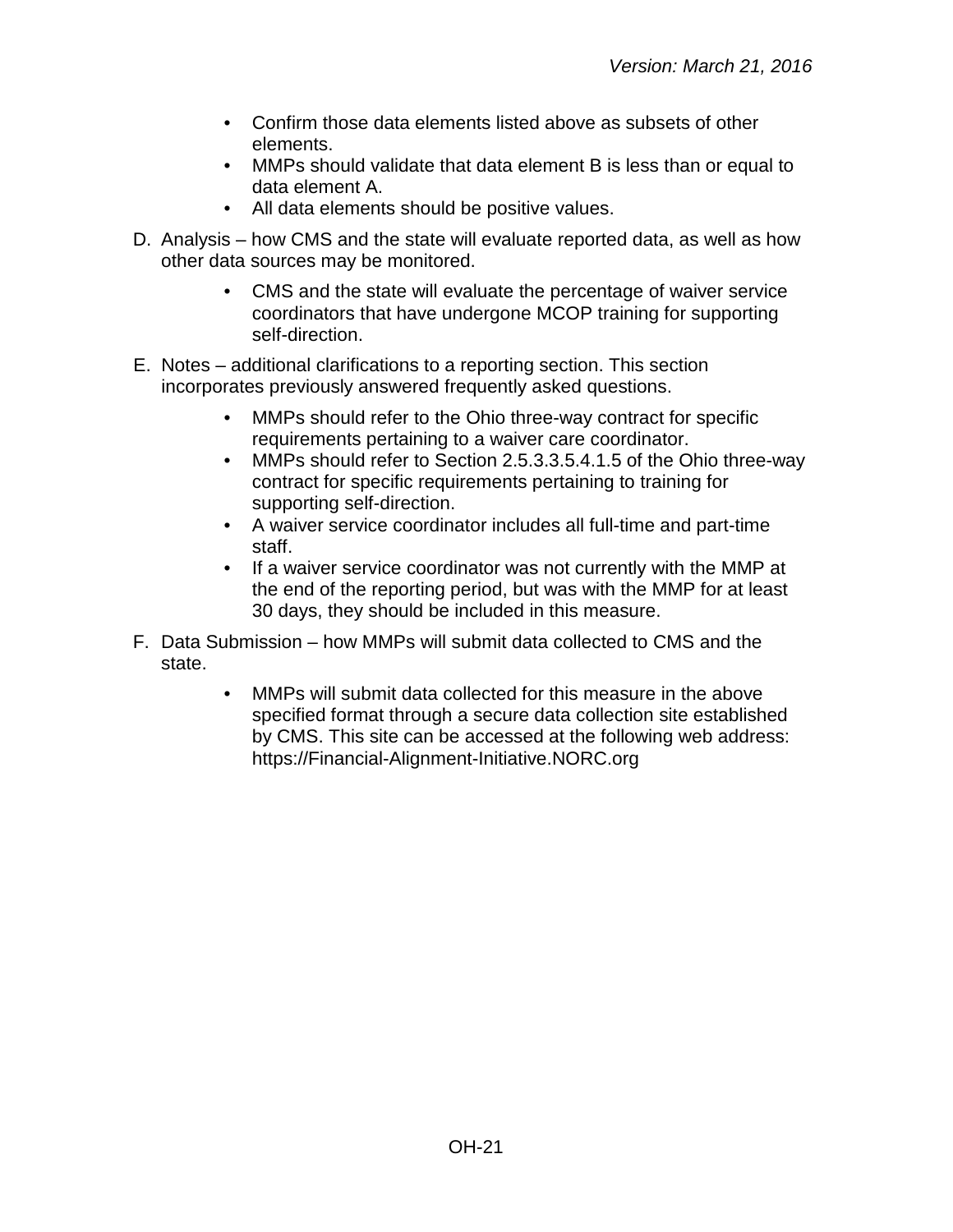- Confirm those data elements listed above as subsets of other elements.
- MMPs should validate that data element B is less than or equal to data element A.
- All data elements should be positive values.

D. Analysis – how CMS and the state will evaluate reported data, as well as how other data sources may be monitored.

    - CMS and the state will evaluate the percentage of waiver service coordinators that have undergone MCOP training for supporting self-direction.

E. Notes – additional clarifications to a reporting section. This section incorporates previously answered frequently asked questions.

    - MMPs should refer to the Ohio three-way contract for specific requirements pertaining to a waiver care coordinator.
    - MMPs should refer to Section 2.5.3.3.5.4.1.5 of the Ohio three-way contract for specific requirements pertaining to training for supporting self-direction.
    - A waiver service coordinator includes all full-time and part-time staff.
    - If a waiver service coordinator was not currently with the MMP at the end of the reporting period, but was with the MMP for at least 30 days, they should be included in this measure.

F. Data Submission – how MMPs will submit data collected to CMS and the state.

    - MMPs will submit data collected for this measure in the above specified format through a secure data collection site established by CMS. This site can be accessed at the following web address: https://Financial-Alignment-Initiative.NORC.org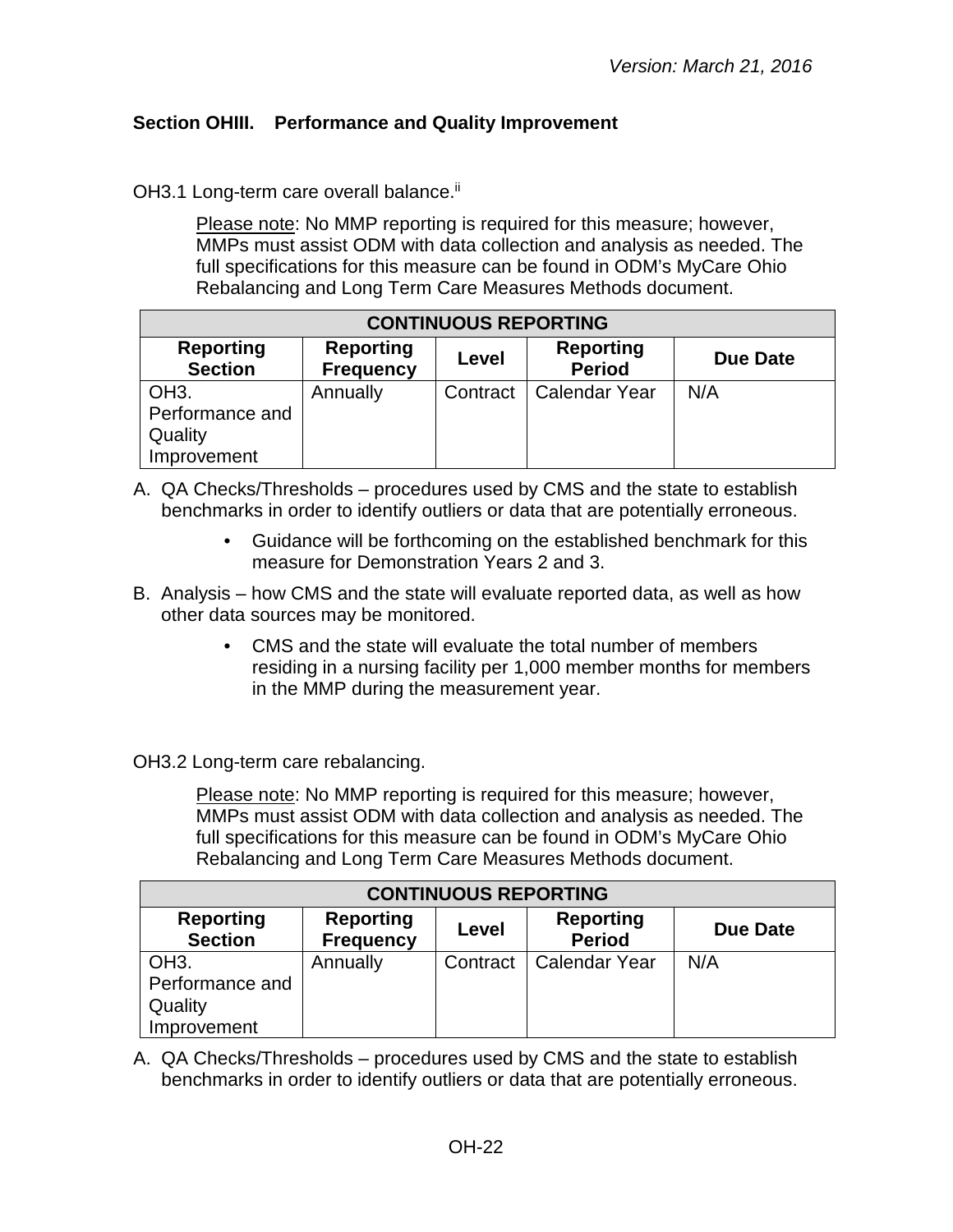## Section OHIII. Performance and Quality Improvement

OH3.1 Long-term care overall balance.[ii]

Please note: No MMP reporting is required for this measure; however, MMPs must assist ODM with data collection and analysis as needed. The full specifications for this measure can be found in ODM's MyCare Ohio Rebalancing and Long Term Care Measures Methods document.

| CONTINUOUS REPORTING | | | | |
|---|---|---|---|---|
| **Reporting Section** | **Reporting Frequency** | **Level** | **Reporting Period** | **Due Date** |
| OH3. Performance and Quality Improvement | Annually | Contract | Calendar Year | N/A |

A. QA Checks/Thresholds – procedures used by CMS and the state to establish benchmarks in order to identify outliers or data that are potentially erroneous.
    - Guidance will be forthcoming on the established benchmark for this measure for Demonstration Years 2 and 3.
B. Analysis – how CMS and the state will evaluate reported data, as well as how other data sources may be monitored.
    - CMS and the state will evaluate the total number of members residing in a nursing facility per 1,000 member months for members in the MMP during the measurement year.

OH3.2 Long-term care rebalancing.

Please note: No MMP reporting is required for this measure; however, MMPs must assist ODM with data collection and analysis as needed. The full specifications for this measure can be found in ODM's MyCare Ohio Rebalancing and Long Term Care Measures Methods document.

| CONTINUOUS REPORTING | | | | |
|---|---|---|---|---|
| **Reporting Section** | **Reporting Frequency** | **Level** | **Reporting Period** | **Due Date** |
| OH3. Performance and Quality Improvement | Annually | Contract | Calendar Year | N/A |

A. QA Checks/Thresholds – procedures used by CMS and the state to establish benchmarks in order to identify outliers or data that are potentially erroneous.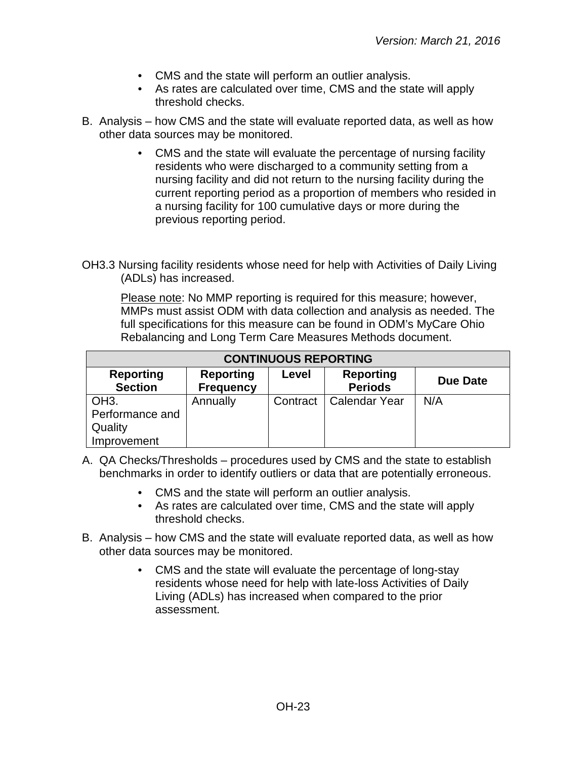- CMS and the state will perform an outlier analysis.
- As rates are calculated over time, CMS and the state will apply threshold checks.

B. Analysis – how CMS and the state will evaluate reported data, as well as how other data sources may be monitored.

- CMS and the state will evaluate the percentage of nursing facility residents who were discharged to a community setting from a nursing facility and did not return to the nursing facility during the current reporting period as a proportion of members who resided in a nursing facility for 100 cumulative days or more during the previous reporting period.

OH3.3 Nursing facility residents whose need for help with Activities of Daily Living (ADLs) has increased.

Please note: No MMP reporting is required for this measure; however, MMPs must assist ODM with data collection and analysis as needed. The full specifications for this measure can be found in ODM's MyCare Ohio Rebalancing and Long Term Care Measures Methods document.

| CONTINUOUS REPORTING | | | | |
|---|---|---|---|---|
| **Reporting Section** | **Reporting Frequency** | **Level** | **Reporting Periods** | **Due Date** |
| OH3. Performance and Quality Improvement | Annually | Contract | Calendar Year | N/A |

A. QA Checks/Thresholds – procedures used by CMS and the state to establish benchmarks in order to identify outliers or data that are potentially erroneous.

- CMS and the state will perform an outlier analysis.
- As rates are calculated over time, CMS and the state will apply threshold checks.

B. Analysis – how CMS and the state will evaluate reported data, as well as how other data sources may be monitored.

- CMS and the state will evaluate the percentage of long-stay residents whose need for help with late-loss Activities of Daily Living (ADLs) has increased when compared to the prior assessment.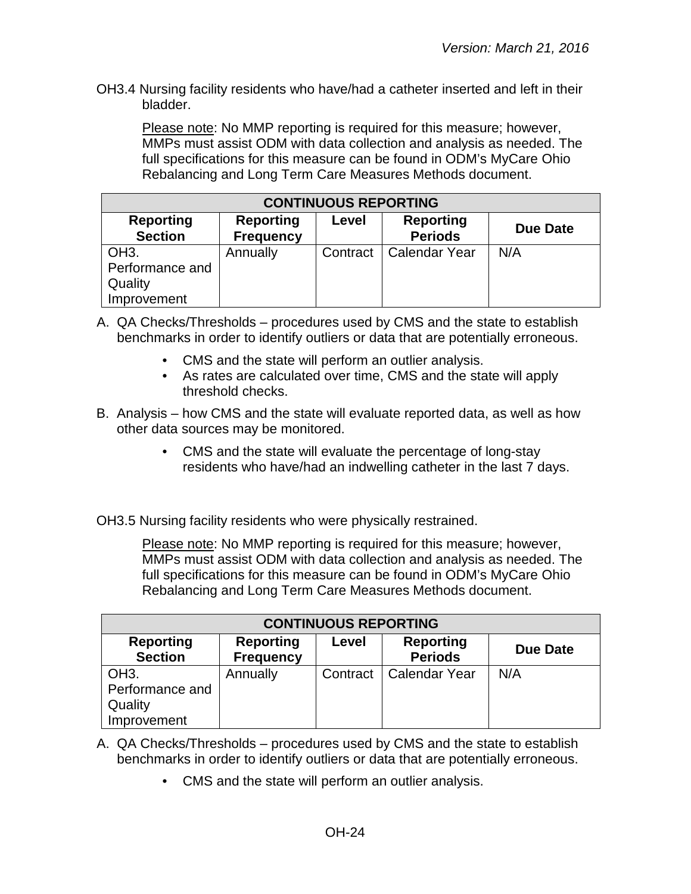OH3.4 Nursing facility residents who have/had a catheter inserted and left in their bladder.

Please note: No MMP reporting is required for this measure; however, MMPs must assist ODM with data collection and analysis as needed. The full specifications for this measure can be found in ODM's MyCare Ohio Rebalancing and Long Term Care Measures Methods document.

| CONTINUOUS REPORTING | | | | |
|---|---|---|---|---|
| **Reporting Section** | **Reporting Frequency** | **Level** | **Reporting Periods** | **Due Date** |
| OH3. Performance and Quality Improvement | Annually | Contract | Calendar Year | N/A |

A. QA Checks/Thresholds – procedures used by CMS and the state to establish benchmarks in order to identify outliers or data that are potentially erroneous.
   - CMS and the state will perform an outlier analysis.
   - As rates are calculated over time, CMS and the state will apply threshold checks.

B. Analysis – how CMS and the state will evaluate reported data, as well as how other data sources may be monitored.
   - CMS and the state will evaluate the percentage of long-stay residents who have/had an indwelling catheter in the last 7 days.

OH3.5 Nursing facility residents who were physically restrained.

Please note: No MMP reporting is required for this measure; however, MMPs must assist ODM with data collection and analysis as needed. The full specifications for this measure can be found in ODM's MyCare Ohio Rebalancing and Long Term Care Measures Methods document.

| CONTINUOUS REPORTING | | | | |
|---|---|---|---|---|
| **Reporting Section** | **Reporting Frequency** | **Level** | **Reporting Periods** | **Due Date** |
| OH3. Performance and Quality Improvement | Annually | Contract | Calendar Year | N/A |

A. QA Checks/Thresholds – procedures used by CMS and the state to establish benchmarks in order to identify outliers or data that are potentially erroneous.
   - CMS and the state will perform an outlier analysis.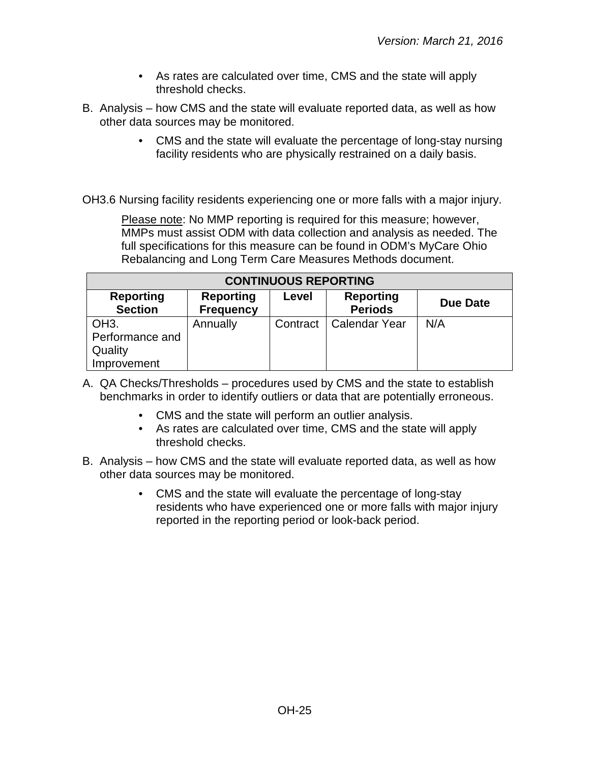- As rates are calculated over time, CMS and the state will apply threshold checks.

B. Analysis – how CMS and the state will evaluate reported data, as well as how other data sources may be monitored.

  - CMS and the state will evaluate the percentage of long-stay nursing facility residents who are physically restrained on a daily basis.

OH3.6 Nursing facility residents experiencing one or more falls with a major injury.

Please note: No MMP reporting is required for this measure; however, MMPs must assist ODM with data collection and analysis as needed. The full specifications for this measure can be found in ODM's MyCare Ohio Rebalancing and Long Term Care Measures Methods document.

| CONTINUOUS REPORTING | | | | |
|---|---|---|---|---|
| **Reporting Section** | **Reporting Frequency** | **Level** | **Reporting Periods** | **Due Date** |
| OH3. Performance and Quality Improvement | Annually | Contract | Calendar Year | N/A |

A. QA Checks/Thresholds – procedures used by CMS and the state to establish benchmarks in order to identify outliers or data that are potentially erroneous.

  - CMS and the state will perform an outlier analysis.
  - As rates are calculated over time, CMS and the state will apply threshold checks.

B. Analysis – how CMS and the state will evaluate reported data, as well as how other data sources may be monitored.

  - CMS and the state will evaluate the percentage of long-stay residents who have experienced one or more falls with major injury reported in the reporting period or look-back period.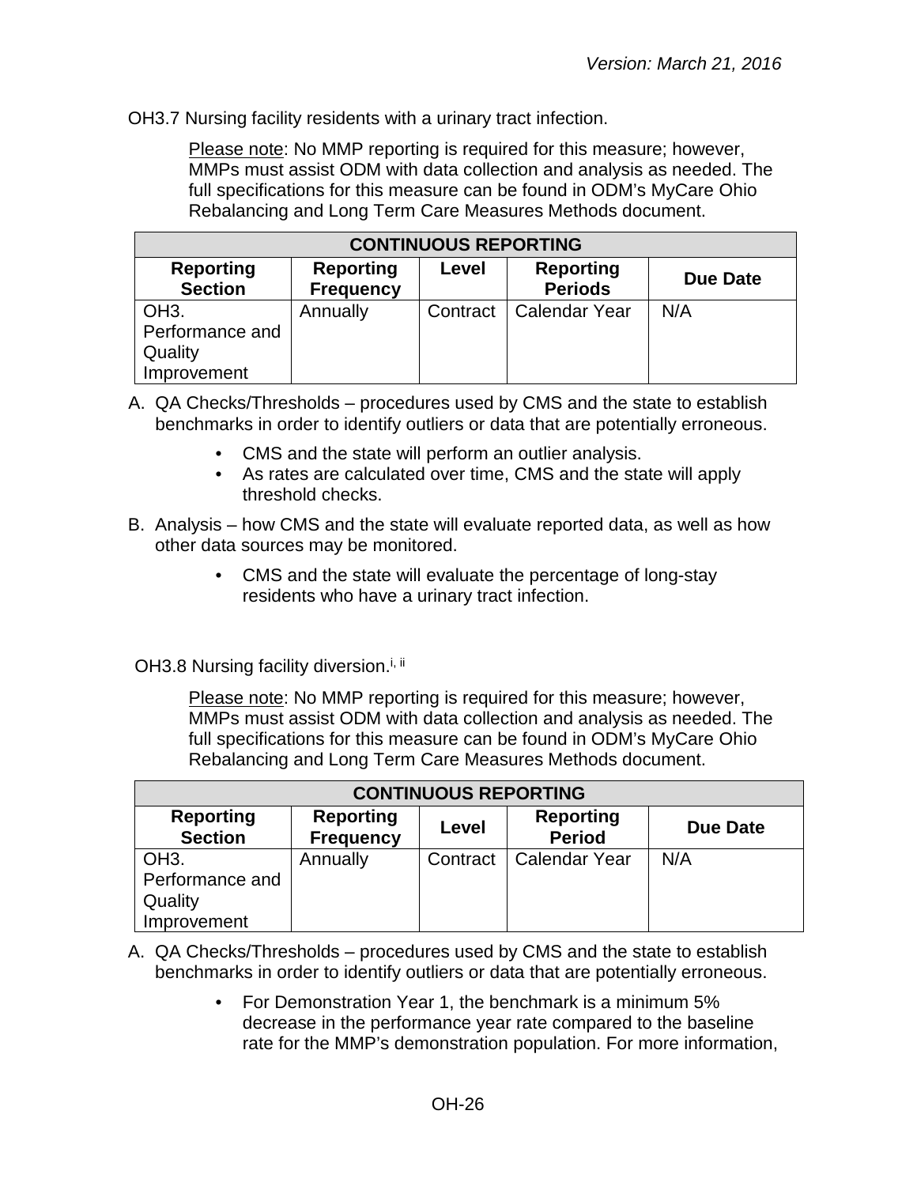OH3.7 Nursing facility residents with a urinary tract infection.

Please note: No MMP reporting is required for this measure; however, MMPs must assist ODM with data collection and analysis as needed. The full specifications for this measure can be found in ODM's MyCare Ohio Rebalancing and Long Term Care Measures Methods document.

| CONTINUOUS REPORTING | | | | |
|---|---|---|---|---|
| **Reporting Section** | **Reporting Frequency** | **Level** | **Reporting Periods** | **Due Date** |
| OH3. Performance and Quality Improvement | Annually | Contract | Calendar Year | N/A |

A. QA Checks/Thresholds – procedures used by CMS and the state to establish benchmarks in order to identify outliers or data that are potentially erroneous.
   - CMS and the state will perform an outlier analysis.
   - As rates are calculated over time, CMS and the state will apply threshold checks.
B. Analysis – how CMS and the state will evaluate reported data, as well as how other data sources may be monitored.
   - CMS and the state will evaluate the percentage of long-stay residents who have a urinary tract infection.

OH3.8 Nursing facility diversion.[i, ii]

Please note: No MMP reporting is required for this measure; however, MMPs must assist ODM with data collection and analysis as needed. The full specifications for this measure can be found in ODM's MyCare Ohio Rebalancing and Long Term Care Measures Methods document.

| CONTINUOUS REPORTING | | | | |
|---|---|---|---|---|
| **Reporting Section** | **Reporting Frequency** | **Level** | **Reporting Period** | **Due Date** |
| OH3. Performance and Quality Improvement | Annually | Contract | Calendar Year | N/A |

A. QA Checks/Thresholds – procedures used by CMS and the state to establish benchmarks in order to identify outliers or data that are potentially erroneous.
   - For Demonstration Year 1, the benchmark is a minimum 5% decrease in the performance year rate compared to the baseline rate for the MMP's demonstration population. For more information,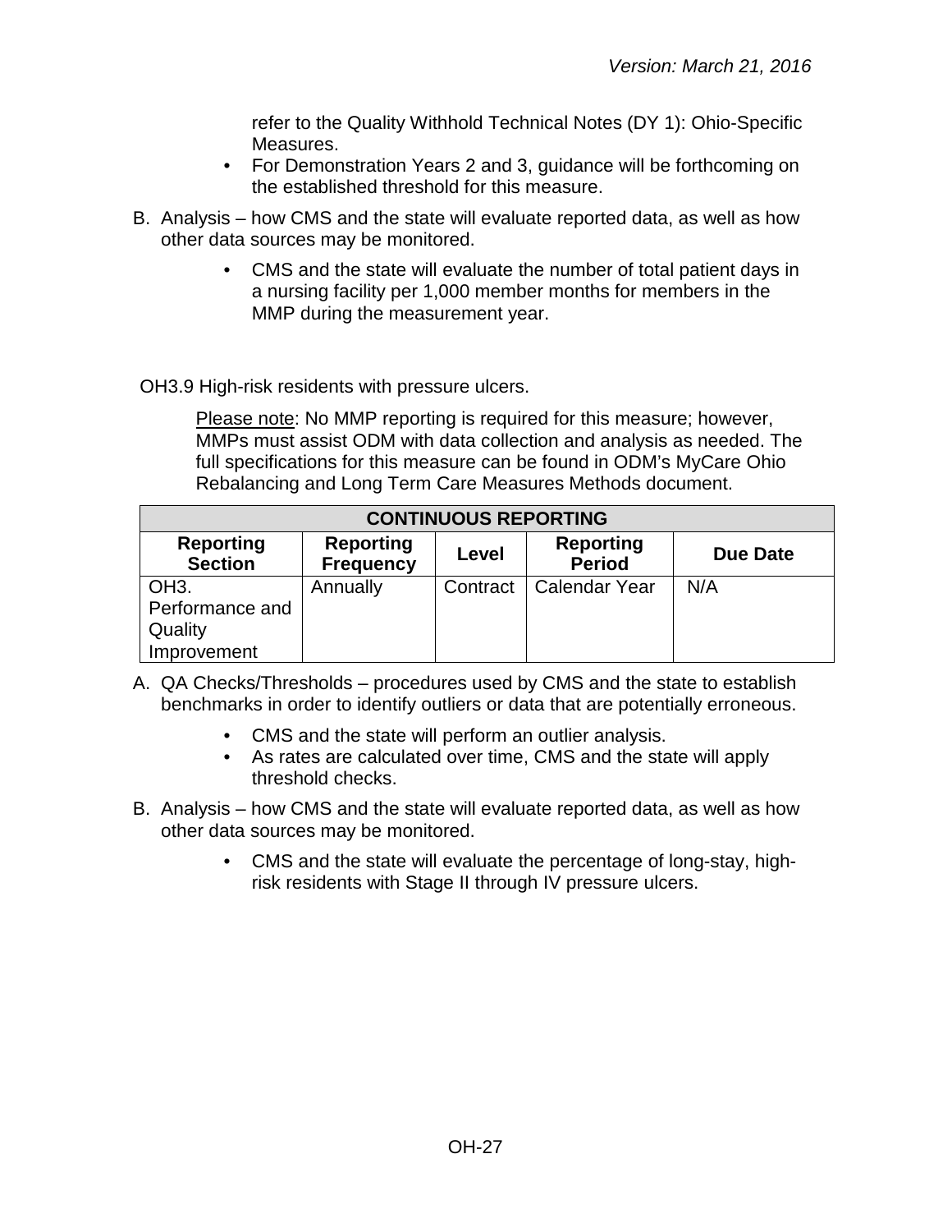refer to the Quality Withhold Technical Notes (DY 1): Ohio-Specific Measures.

- For Demonstration Years 2 and 3, guidance will be forthcoming on the established threshold for this measure.

B. Analysis – how CMS and the state will evaluate reported data, as well as how other data sources may be monitored.

  - CMS and the state will evaluate the number of total patient days in a nursing facility per 1,000 member months for members in the MMP during the measurement year.

OH3.9 High-risk residents with pressure ulcers.

Please note: No MMP reporting is required for this measure; however, MMPs must assist ODM with data collection and analysis as needed. The full specifications for this measure can be found in ODM's MyCare Ohio Rebalancing and Long Term Care Measures Methods document.

| CONTINUOUS REPORTING | | | | |
|---|---|---|---|---|
| **Reporting Section** | **Reporting Frequency** | **Level** | **Reporting Period** | **Due Date** |
| OH3. Performance and Quality Improvement | Annually | Contract | Calendar Year | N/A |

A. QA Checks/Thresholds – procedures used by CMS and the state to establish benchmarks in order to identify outliers or data that are potentially erroneous.

  - CMS and the state will perform an outlier analysis.
  - As rates are calculated over time, CMS and the state will apply threshold checks.

B. Analysis – how CMS and the state will evaluate reported data, as well as how other data sources may be monitored.

  - CMS and the state will evaluate the percentage of long-stay, high-risk residents with Stage II through IV pressure ulcers.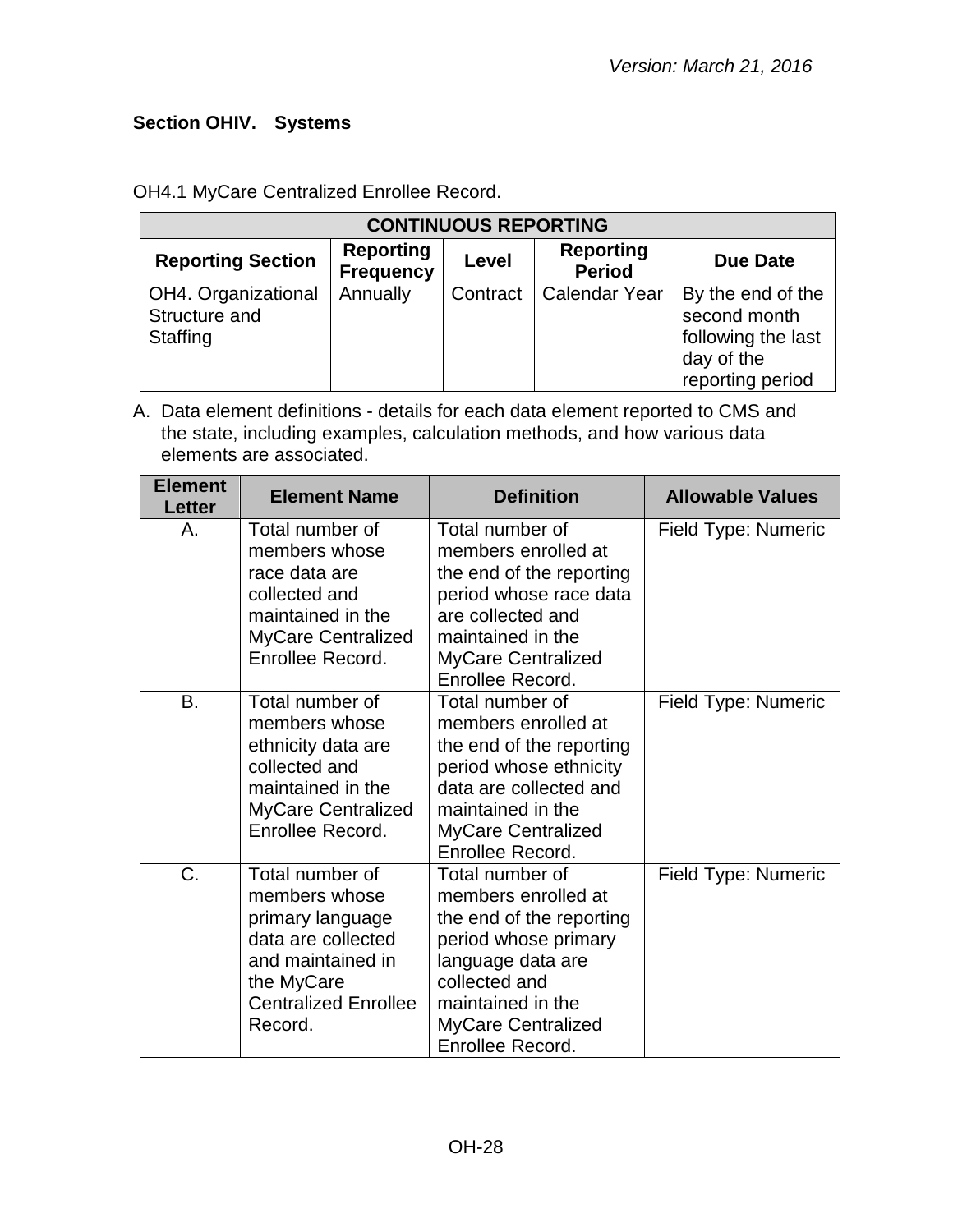## Section OHIV. Systems

OH4.1 MyCare Centralized Enrollee Record.

| CONTINUOUS REPORTING | | | | |
|---|---|---|---|---|
| **Reporting Section** | **Reporting Frequency** | **Level** | **Reporting Period** | **Due Date** |
| OH4. Organizational Structure and Staffing | Annually | Contract | Calendar Year | By the end of the second month following the last day of the reporting period |

A. Data element definitions - details for each data element reported to CMS and the state, including examples, calculation methods, and how various data elements are associated.

| Element Letter | Element Name | Definition | Allowable Values |
|---|---|---|---|
| A. | Total number of members whose race data are collected and maintained in the MyCare Centralized Enrollee Record. | Total number of members enrolled at the end of the reporting period whose race data are collected and maintained in the MyCare Centralized Enrollee Record. | Field Type: Numeric |
| B. | Total number of members whose ethnicity data are collected and maintained in the MyCare Centralized Enrollee Record. | Total number of members enrolled at the end of the reporting period whose ethnicity data are collected and maintained in the MyCare Centralized Enrollee Record. | Field Type: Numeric |
| C. | Total number of members whose primary language data are collected and maintained in the MyCare Centralized Enrollee Record. | Total number of members enrolled at the end of the reporting period whose primary language data are collected and maintained in the MyCare Centralized Enrollee Record. | Field Type: Numeric |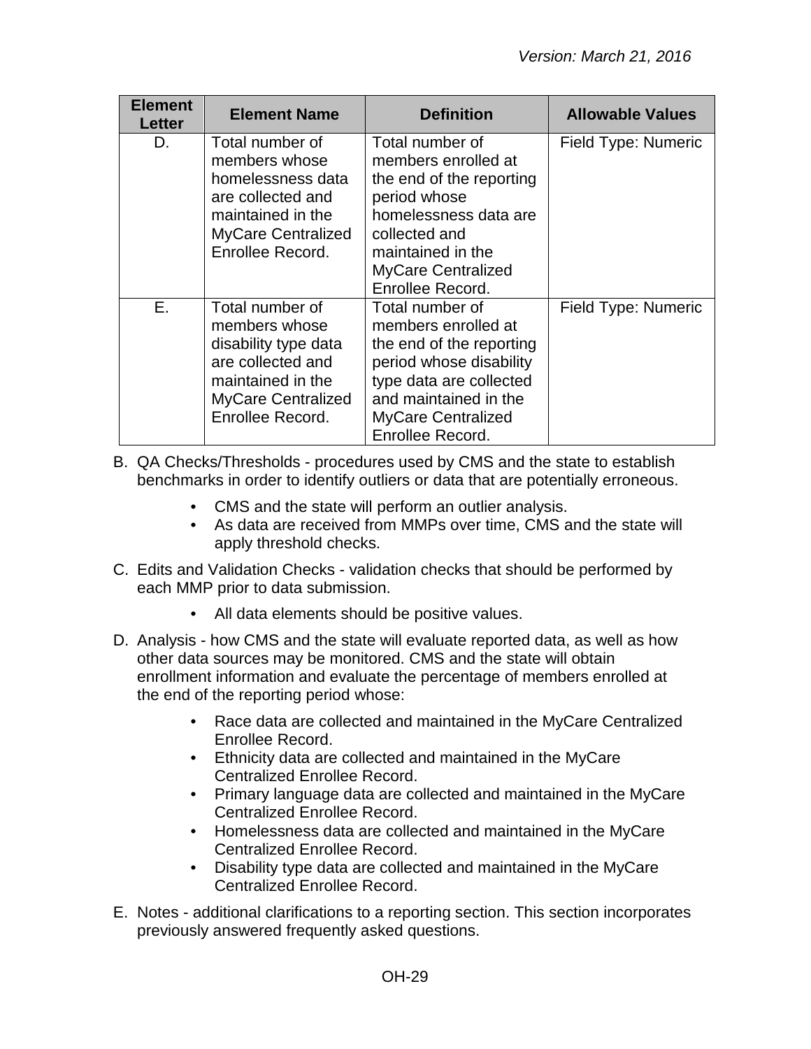| Element Letter | Element Name | Definition | Allowable Values |
|---|---|---|---|
| D. | Total number of members whose homelessness data are collected and maintained in the MyCare Centralized Enrollee Record. | Total number of members enrolled at the end of the reporting period whose homelessness data are collected and maintained in the MyCare Centralized Enrollee Record. | Field Type: Numeric |
| E. | Total number of members whose disability type data are collected and maintained in the MyCare Centralized Enrollee Record. | Total number of members enrolled at the end of the reporting period whose disability type data are collected and maintained in the MyCare Centralized Enrollee Record. | Field Type: Numeric |

B. QA Checks/Thresholds - procedures used by CMS and the state to establish benchmarks in order to identify outliers or data that are potentially erroneous.

- CMS and the state will perform an outlier analysis.
- As data are received from MMPs over time, CMS and the state will apply threshold checks.

C. Edits and Validation Checks - validation checks that should be performed by each MMP prior to data submission.

- All data elements should be positive values.

D. Analysis - how CMS and the state will evaluate reported data, as well as how other data sources may be monitored. CMS and the state will obtain enrollment information and evaluate the percentage of members enrolled at the end of the reporting period whose:

- Race data are collected and maintained in the MyCare Centralized Enrollee Record.
- Ethnicity data are collected and maintained in the MyCare Centralized Enrollee Record.
- Primary language data are collected and maintained in the MyCare Centralized Enrollee Record.
- Homelessness data are collected and maintained in the MyCare Centralized Enrollee Record.
- Disability type data are collected and maintained in the MyCare Centralized Enrollee Record.

E. Notes - additional clarifications to a reporting section. This section incorporates previously answered frequently asked questions.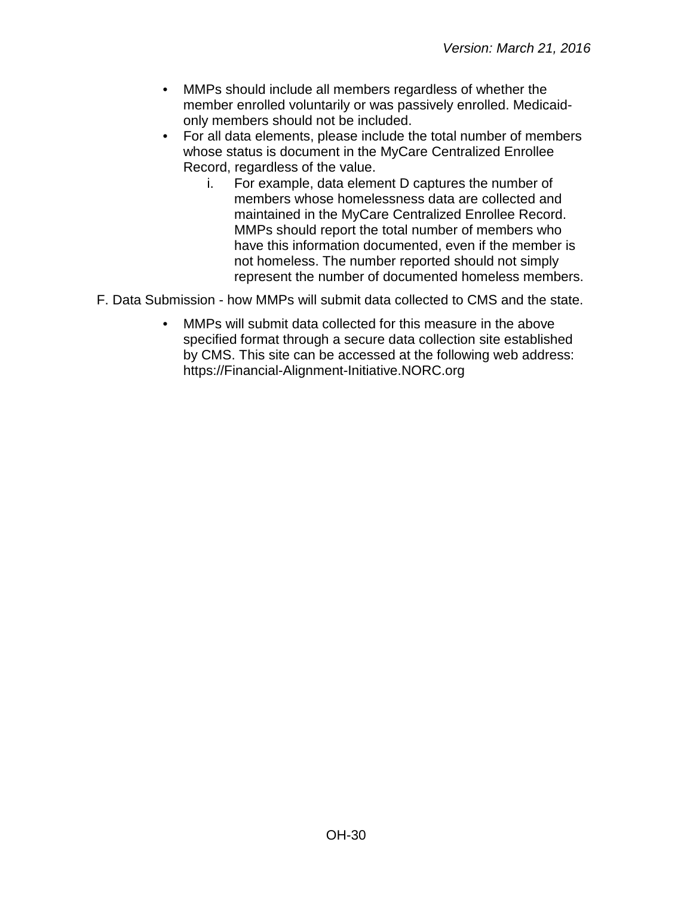- MMPs should include all members regardless of whether the member enrolled voluntarily or was passively enrolled. Medicaid-only members should not be included.
- For all data elements, please include the total number of members whose status is document in the MyCare Centralized Enrollee Record, regardless of the value.
    i. For example, data element D captures the number of members whose homelessness data are collected and maintained in the MyCare Centralized Enrollee Record. MMPs should report the total number of members who have this information documented, even if the member is not homeless. The number reported should not simply represent the number of documented homeless members.

F. Data Submission - how MMPs will submit data collected to CMS and the state.

- MMPs will submit data collected for this measure in the above specified format through a secure data collection site established by CMS. This site can be accessed at the following web address: https://Financial-Alignment-Initiative.NORC.org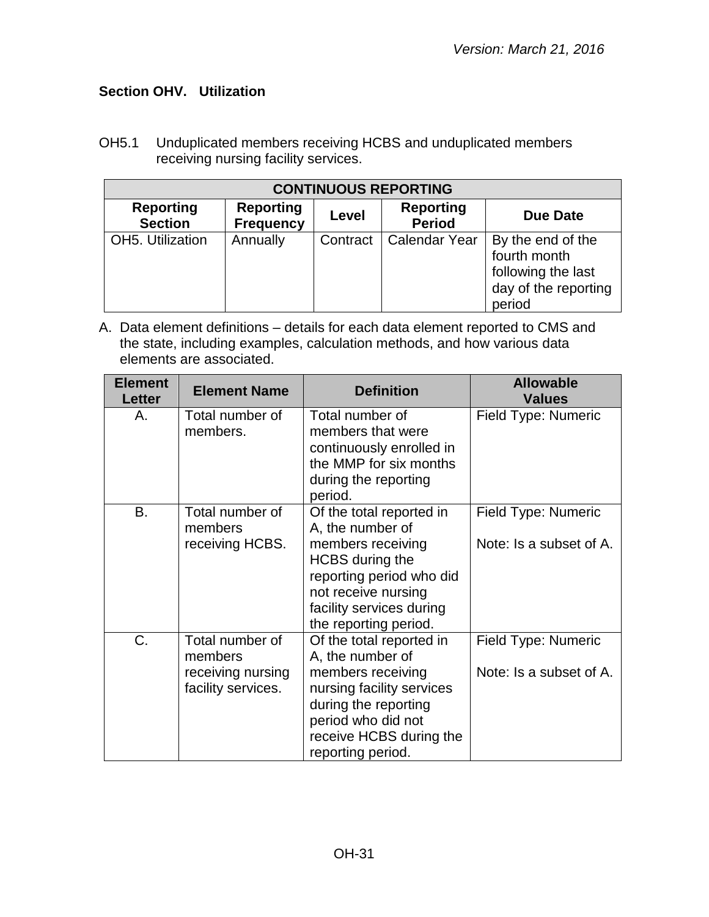*Version: March 21, 2016*

## Section OHV. Utilization

OH5.1 Unduplicated members receiving HCBS and unduplicated members receiving nursing facility services.

| CONTINUOUS REPORTING | | | | |
|---|---|---|---|---|
| **Reporting Section** | **Reporting Frequency** | **Level** | **Reporting Period** | **Due Date** |
| OH5. Utilization | Annually | Contract | Calendar Year | By the end of the fourth month following the last day of the reporting period |

A. Data element definitions – details for each data element reported to CMS and the state, including examples, calculation methods, and how various data elements are associated.

| Element Letter | Element Name | Definition | Allowable Values |
|---|---|---|---|
| A. | Total number of members. | Total number of members that were continuously enrolled in the MMP for six months during the reporting period. | Field Type: Numeric |
| B. | Total number of members receiving HCBS. | Of the total reported in A, the number of members receiving HCBS during the reporting period who did not receive nursing facility services during the reporting period. | Field Type: Numeric<br><br>Note: Is a subset of A. |
| C. | Total number of members receiving nursing facility services. | Of the total reported in A, the number of members receiving nursing facility services during the reporting period who did not receive HCBS during the reporting period. | Field Type: Numeric<br><br>Note: Is a subset of A. |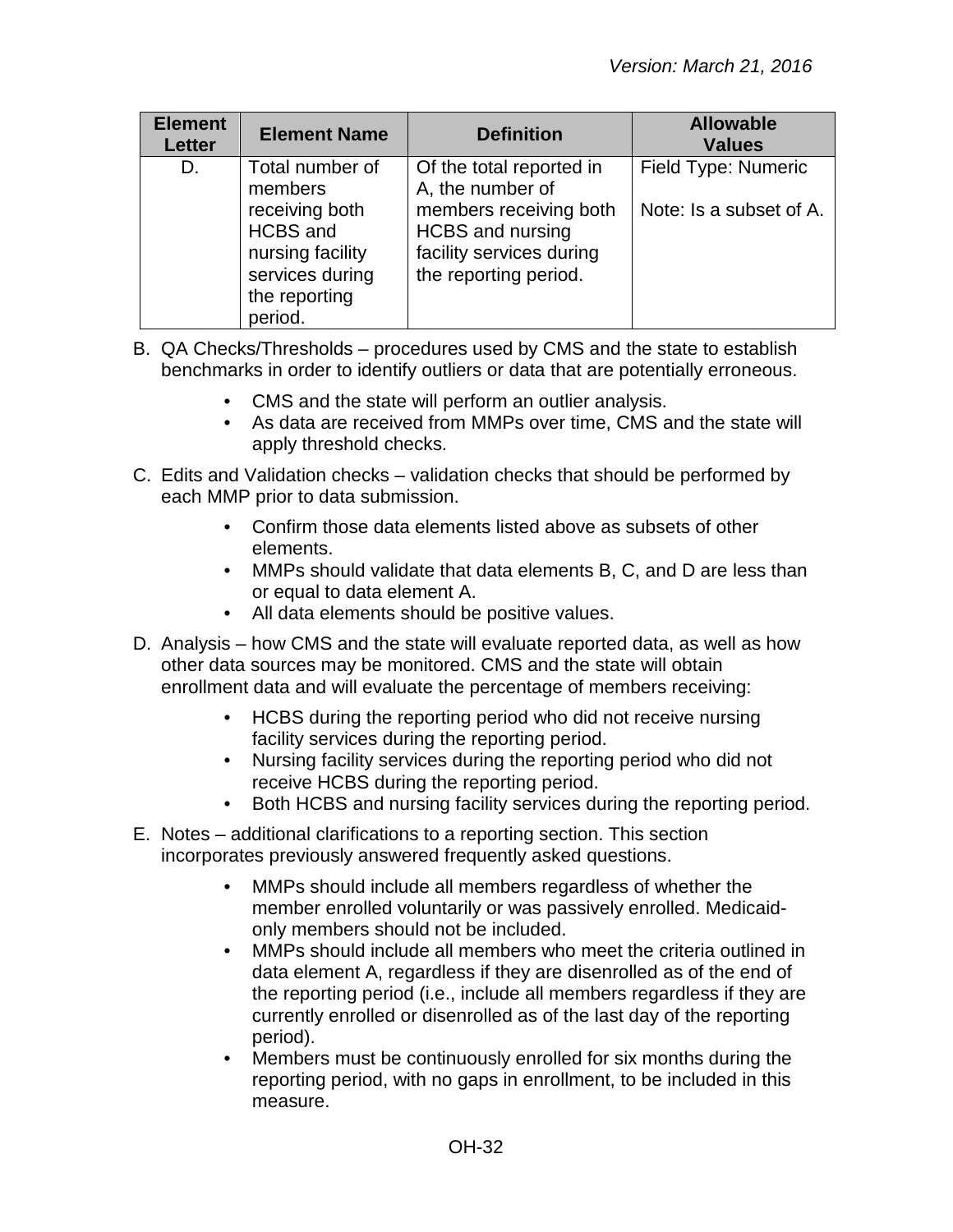| Element Letter | Element Name | Definition | Allowable Values |
|---|---|---|---|
| D. | Total number of members receiving both HCBS and nursing facility services during the reporting period. | Of the total reported in A, the number of members receiving both HCBS and nursing facility services during the reporting period. | Field Type: Numeric<br><br>Note: Is a subset of A. |

B. QA Checks/Thresholds – procedures used by CMS and the state to establish benchmarks in order to identify outliers or data that are potentially erroneous.

- CMS and the state will perform an outlier analysis.
- As data are received from MMPs over time, CMS and the state will apply threshold checks.

C. Edits and Validation checks – validation checks that should be performed by each MMP prior to data submission.

- Confirm those data elements listed above as subsets of other elements.
- MMPs should validate that data elements B, C, and D are less than or equal to data element A.
- All data elements should be positive values.

D. Analysis – how CMS and the state will evaluate reported data, as well as how other data sources may be monitored. CMS and the state will obtain enrollment data and will evaluate the percentage of members receiving:

- HCBS during the reporting period who did not receive nursing facility services during the reporting period.
- Nursing facility services during the reporting period who did not receive HCBS during the reporting period.
- Both HCBS and nursing facility services during the reporting period.

E. Notes – additional clarifications to a reporting section. This section incorporates previously answered frequently asked questions.

- MMPs should include all members regardless of whether the member enrolled voluntarily or was passively enrolled. Medicaid-only members should not be included.
- MMPs should include all members who meet the criteria outlined in data element A, regardless if they are disenrolled as of the end of the reporting period (i.e., include all members regardless if they are currently enrolled or disenrolled as of the last day of the reporting period).
- Members must be continuously enrolled for six months during the reporting period, with no gaps in enrollment, to be included in this measure.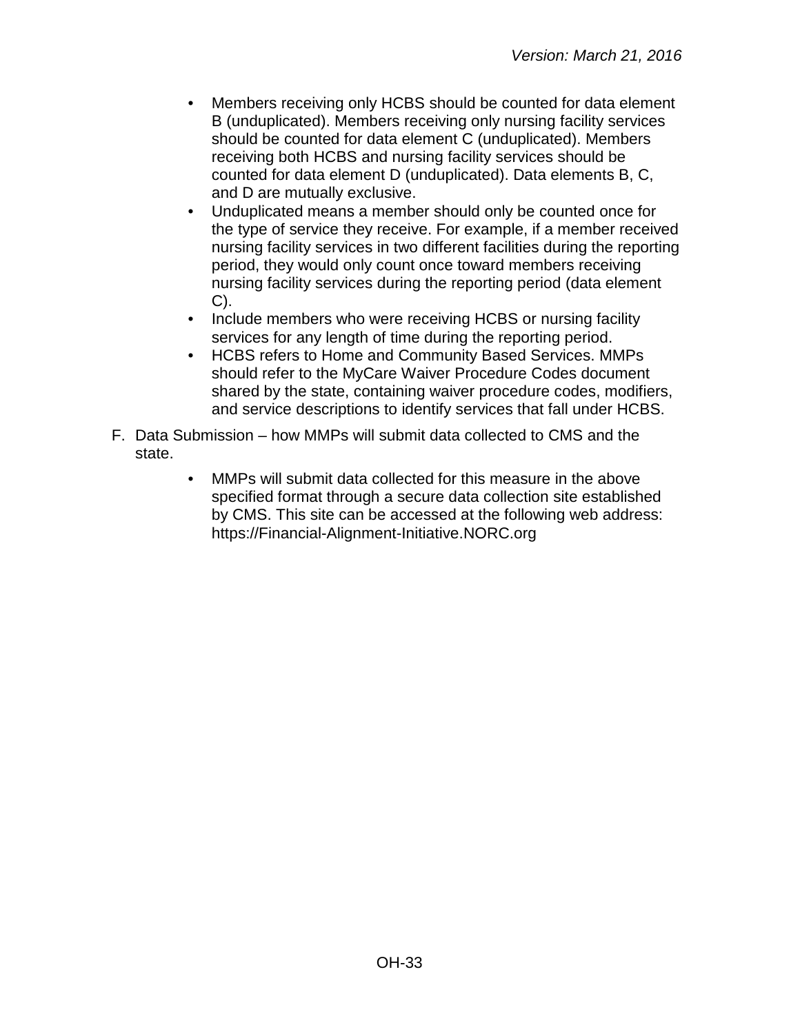- Members receiving only HCBS should be counted for data element B (unduplicated). Members receiving only nursing facility services should be counted for data element C (unduplicated). Members receiving both HCBS and nursing facility services should be counted for data element D (unduplicated). Data elements B, C, and D are mutually exclusive.
- Unduplicated means a member should only be counted once for the type of service they receive. For example, if a member received nursing facility services in two different facilities during the reporting period, they would only count once toward members receiving nursing facility services during the reporting period (data element C).
- Include members who were receiving HCBS or nursing facility services for any length of time during the reporting period.
- HCBS refers to Home and Community Based Services. MMPs should refer to the MyCare Waiver Procedure Codes document shared by the state, containing waiver procedure codes, modifiers, and service descriptions to identify services that fall under HCBS.

F. Data Submission – how MMPs will submit data collected to CMS and the state.

- MMPs will submit data collected for this measure in the above specified format through a secure data collection site established by CMS. This site can be accessed at the following web address: https://Financial-Alignment-Initiative.NORC.org